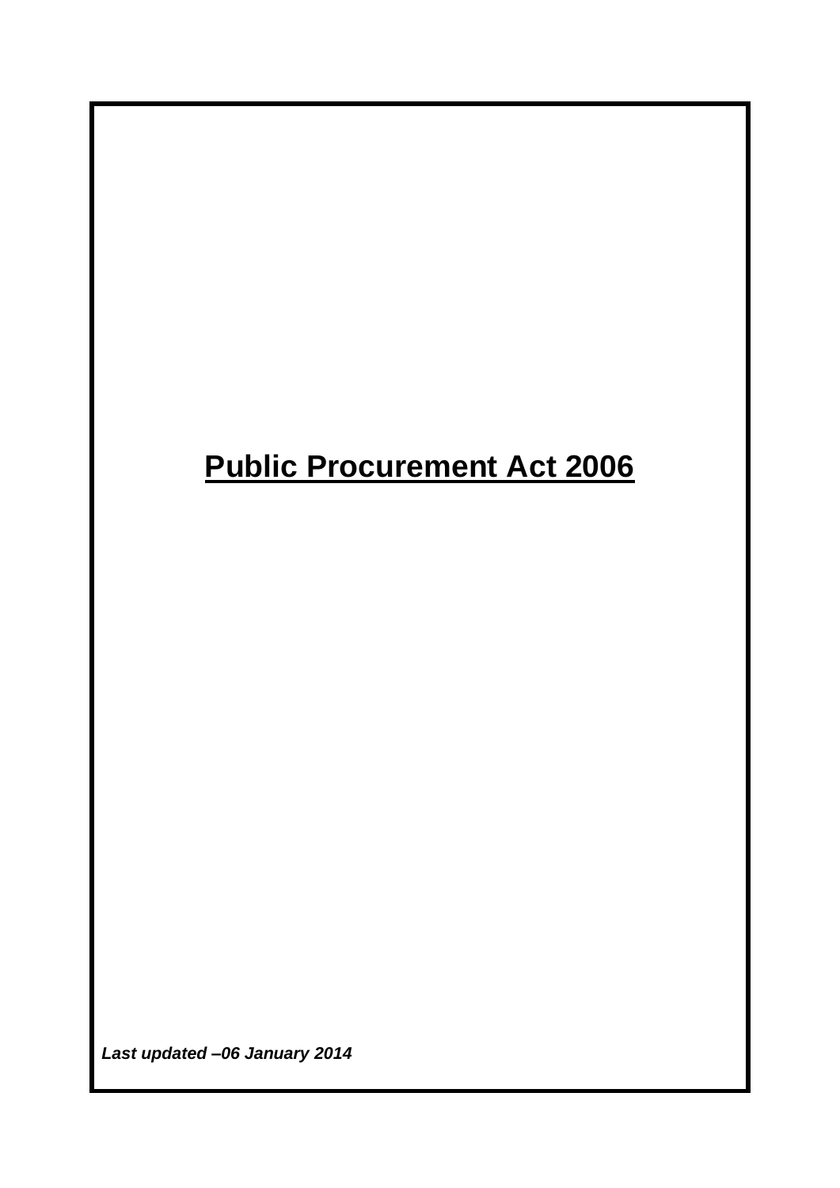# **Public Procurement Act 2006**

***Last updated –06 January 2014***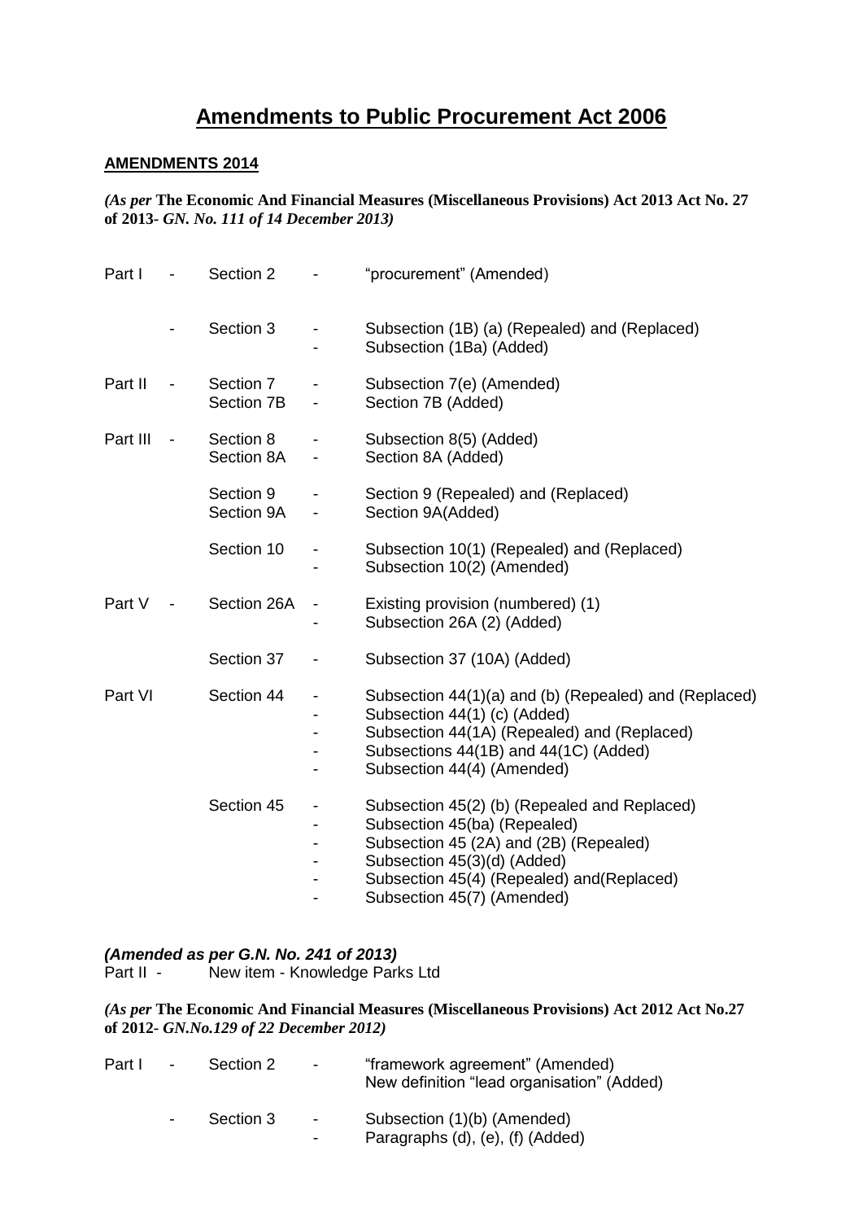# Amendments to Public Procurement Act 2006

**AMENDMENTS 2014**

***(As per* The Economic And Financial Measures (Miscellaneous Provisions) Act 2013 Act No. 27 of 2013-** ***GN. No. 111 of 14 December 2013)***

| | | | | |
|---|---|---|---|---|
| Part I | - | Section 2 | - | "procurement" (Amended) |
| | - | Section 3 | - | Subsection (1B) (a) (Repealed) and (Replaced) |
| | | | - | Subsection (1Ba) (Added) |
| Part II | - | Section 7 | - | Subsection 7(e) (Amended) |
| | | Section 7B | - | Section 7B (Added) |
| Part III | - | Section 8 | - | Subsection 8(5) (Added) |
| | | Section 8A | - | Section 8A (Added) |
| | | Section 9 | - | Section 9 (Repealed) and (Replaced) |
| | | Section 9A | - | Section 9A(Added) |
| | | Section 10 | - | Subsection 10(1) (Repealed) and (Replaced) |
| | | | - | Subsection 10(2) (Amended) |
| Part V | - | Section 26A | - | Existing provision (numbered) (1) |
| | | | - | Subsection 26A (2) (Added) |
| | | Section 37 | - | Subsection 37 (10A) (Added) |
| Part VI | | Section 44 | - | Subsection 44(1)(a) and (b) (Repealed) and (Replaced) |
| | | | - | Subsection 44(1) (c) (Added) |
| | | | - | Subsection 44(1A) (Repealed) and (Replaced) |
| | | | - | Subsections 44(1B) and 44(1C) (Added) |
| | | | - | Subsection 44(4) (Amended) |
| | | Section 45 | - | Subsection 45(2) (b) (Repealed and Replaced) |
| | | | - | Subsection 45(ba) (Repealed) |
| | | | - | Subsection 45 (2A) and (2B) (Repealed) |
| | | | - | Subsection 45(3)(d) (Added) |
| | | | - | Subsection 45(4) (Repealed) and(Replaced) |
| | | | - | Subsection 45(7) (Amended) |

***(Amended as per G.N. No. 241 of 2013)***

Part II - New item - Knowledge Parks Ltd

***(As per* The Economic And Financial Measures (Miscellaneous Provisions) Act 2012 Act No.27 of 2012-** ***GN.No.129 of 22 December 2012)***

| | | | | |
|---|---|---|---|---|
| Part I | - | Section 2 | - | "framework agreement" (Amended) |
| | | | | New definition "lead organisation" (Added) |
| | - | Section 3 | - | Subsection (1)(b) (Amended) |
| | | | - | Paragraphs (d), (e), (f) (Added) |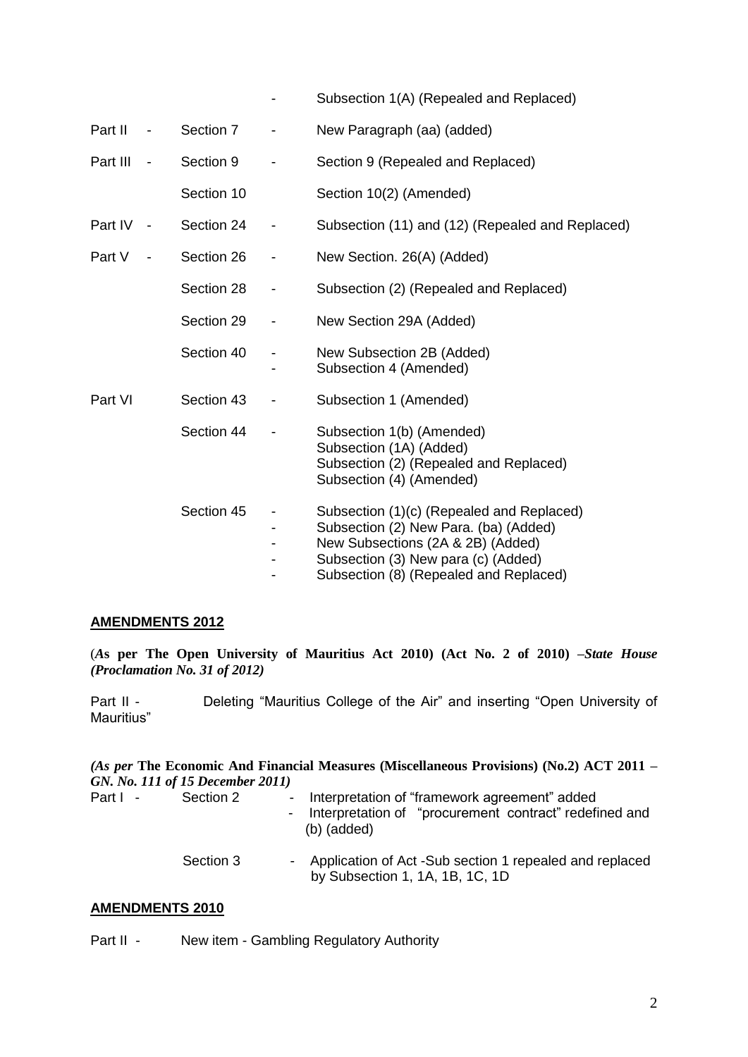| | | | |
|---|---|---|---|
| | | - | Subsection 1(A) (Repealed and Replaced) |
| Part II - | Section 7 | - | New Paragraph (aa) (added) |
| Part III - | Section 9 | - | Section 9 (Repealed and Replaced) |
| | Section 10 | | Section 10(2) (Amended) |
| Part IV - | Section 24 | - | Subsection (11) and (12) (Repealed and Replaced) |
| Part V - | Section 26 | - | New Section. 26(A) (Added) |
| | Section 28 | - | Subsection (2) (Repealed and Replaced) |
| | Section 29 | - | New Section 29A (Added) |
| | Section 40 | - | New Subsection 2B (Added) |
| | | - | Subsection 4 (Amended) |
| Part VI | Section 43 | - | Subsection 1 (Amended) |
| | Section 44 | - | Subsection 1(b) (Amended)<br>Subsection (1A) (Added)<br>Subsection (2) (Repealed and Replaced)<br>Subsection (4) (Amended) |
| | Section 45 | - | Subsection (1)(c) (Repealed and Replaced) |
| | | - | Subsection (2) New Para. (ba) (Added) |
| | | - | New Subsections (2A & 2B) (Added) |
| | | - | Subsection (3) New para (c) (Added) |
| | | - | Subsection (8) (Repealed and Replaced) |

**AMENDMENTS 2012**

(*As* **per The Open University of Mauritius Act 2010) (Act No. 2 of 2010)** *–State House (Proclamation No. 31 of 2012)*

Part II - Deleting "Mauritius College of the Air" and inserting "Open University of Mauritius"

***(As per* The Economic And Financial Measures (Miscellaneous Provisions) (No.2) ACT 2011** – ***GN. No. 111 of 15 December 2011)***

| | | | |
|---|---|---|---|
| Part I - | Section 2 | - | Interpretation of "framework agreement" added |
| | | - | Interpretation of "procurement contract" redefined and (b) (added) |
| | Section 3 | - | Application of Act -Sub section 1 repealed and replaced by Subsection 1, 1A, 1B, 1C, 1D |

**AMENDMENTS 2010**

Part II - New item - Gambling Regulatory Authority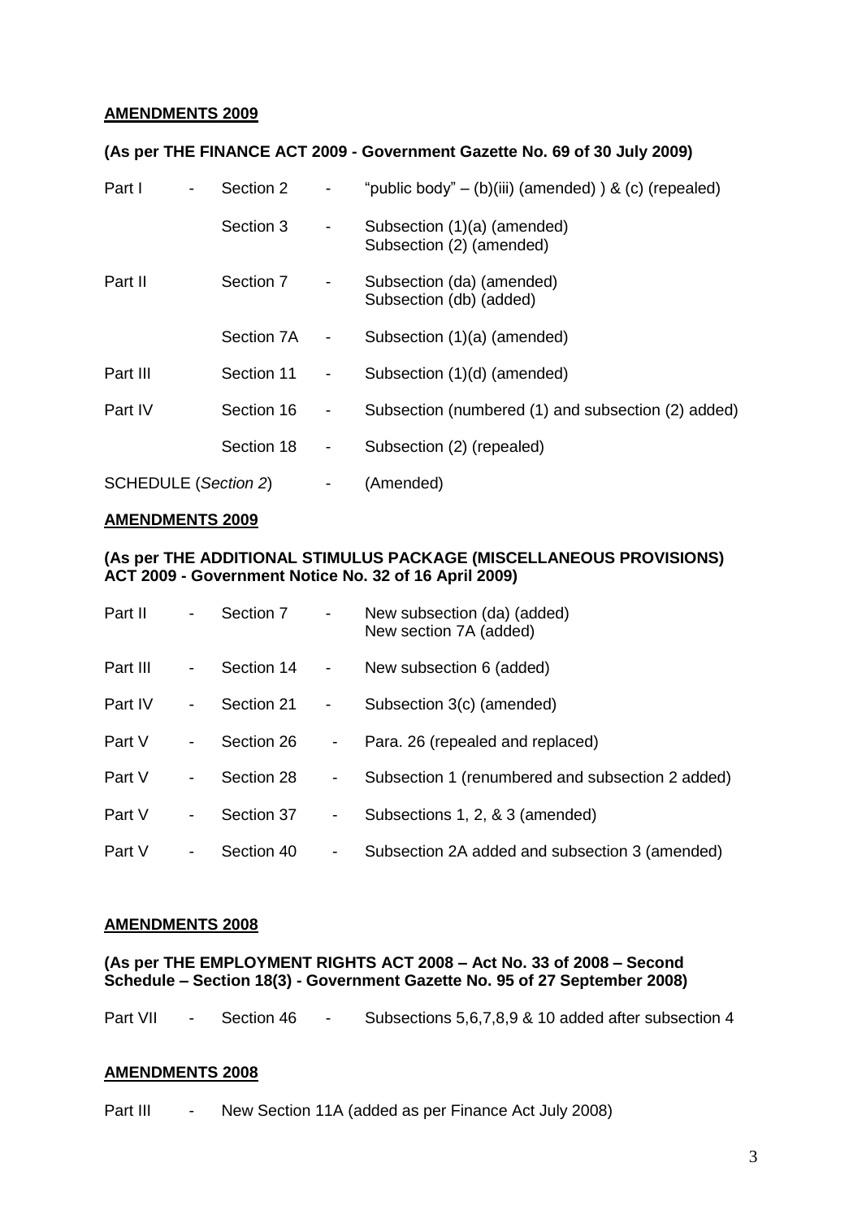**AMENDMENTS 2009**

**(As per THE FINANCE ACT 2009 - Government Gazette No. 69 of 30 July 2009)**

| | | | | |
|---|---|---|---|---|
| Part I | - | Section 2 | - | "public body" – (b)(iii) (amended) ) & (c) (repealed) |
| | | Section 3 | - | Subsection (1)(a) (amended)<br>Subsection (2) (amended) |
| Part II | | Section 7 | - | Subsection (da) (amended)<br>Subsection (db) (added) |
| | | Section 7A | - | Subsection (1)(a) (amended) |
| Part III | | Section 11 | - | Subsection (1)(d) (amended) |
| Part IV | | Section 16 | - | Subsection (numbered (1) and subsection (2) added) |
| | | Section 18 | - | Subsection (2) (repealed) |
| SCHEDULE (*Section 2*) | | | - | (Amended) |

**AMENDMENTS 2009**

**(As per THE ADDITIONAL STIMULUS PACKAGE (MISCELLANEOUS PROVISIONS) ACT 2009 - Government Notice No. 32 of 16 April 2009)**

| | | | | |
|---|---|---|---|---|
| Part II | - | Section 7 | - | New subsection (da) (added)<br>New section 7A (added) |
| Part III | - | Section 14 | - | New subsection 6 (added) |
| Part IV | - | Section 21 | - | Subsection 3(c) (amended) |
| Part V | - | Section 26 | - | Para. 26 (repealed and replaced) |
| Part V | - | Section 28 | - | Subsection 1 (renumbered and subsection 2 added) |
| Part V | - | Section 37 | - | Subsections 1, 2, & 3 (amended) |
| Part V | - | Section 40 | - | Subsection 2A added and subsection 3 (amended) |

**AMENDMENTS 2008**

**(As per THE EMPLOYMENT RIGHTS ACT 2008 – Act No. 33 of 2008 – Second Schedule – Section 18(3) - Government Gazette No. 95 of 27 September 2008)**

| | | | | |
|---|---|---|---|---|
| Part VII | - | Section 46 | - | Subsections 5,6,7,8,9 & 10 added after subsection 4 |

**AMENDMENTS 2008**

Part III - New Section 11A (added as per Finance Act July 2008)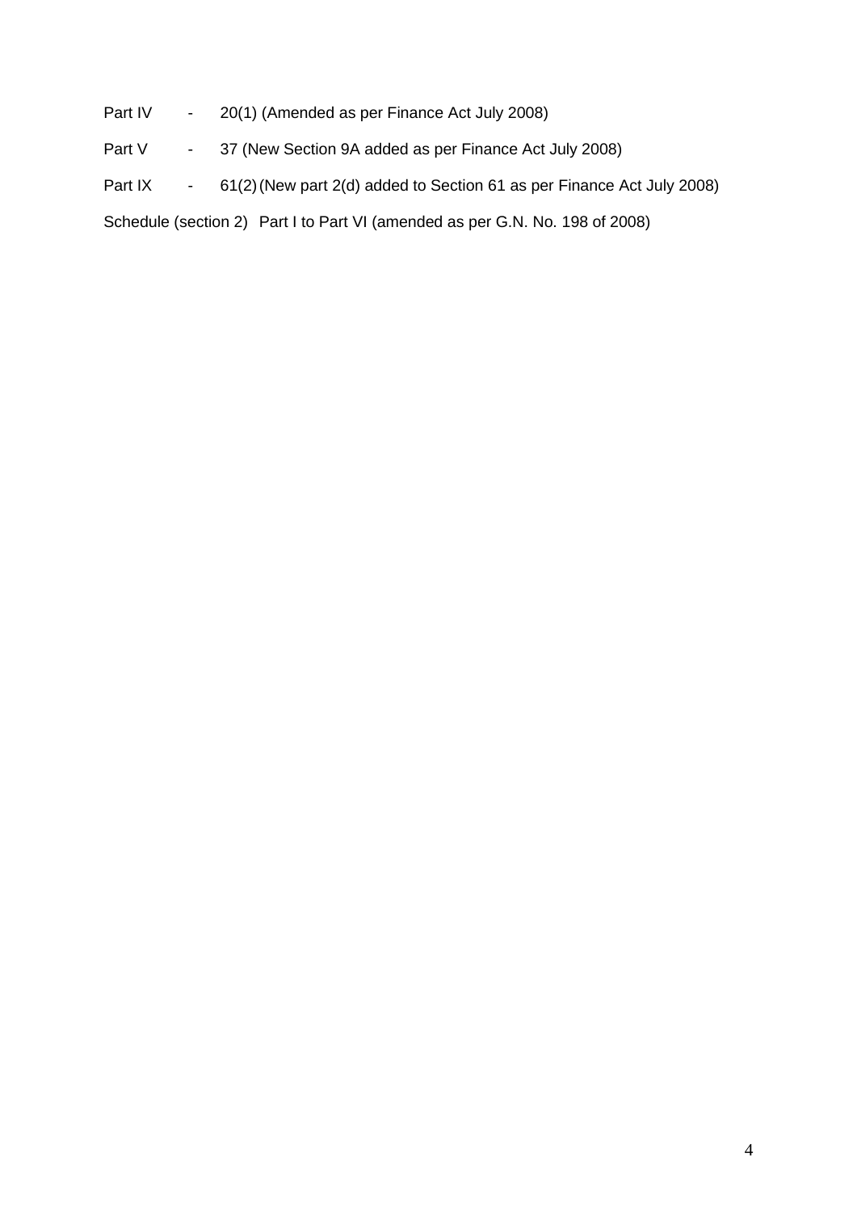| | | |
|---|---|---|
| Part IV | - | 20(1) (Amended as per Finance Act July 2008) |
| Part V | - | 37 (New Section 9A added as per Finance Act July 2008) |
| Part IX | - | 61(2) (New part 2(d) added to Section 61 as per Finance Act July 2008) |

Schedule (section 2) Part I to Part VI (amended as per G.N. No. 198 of 2008)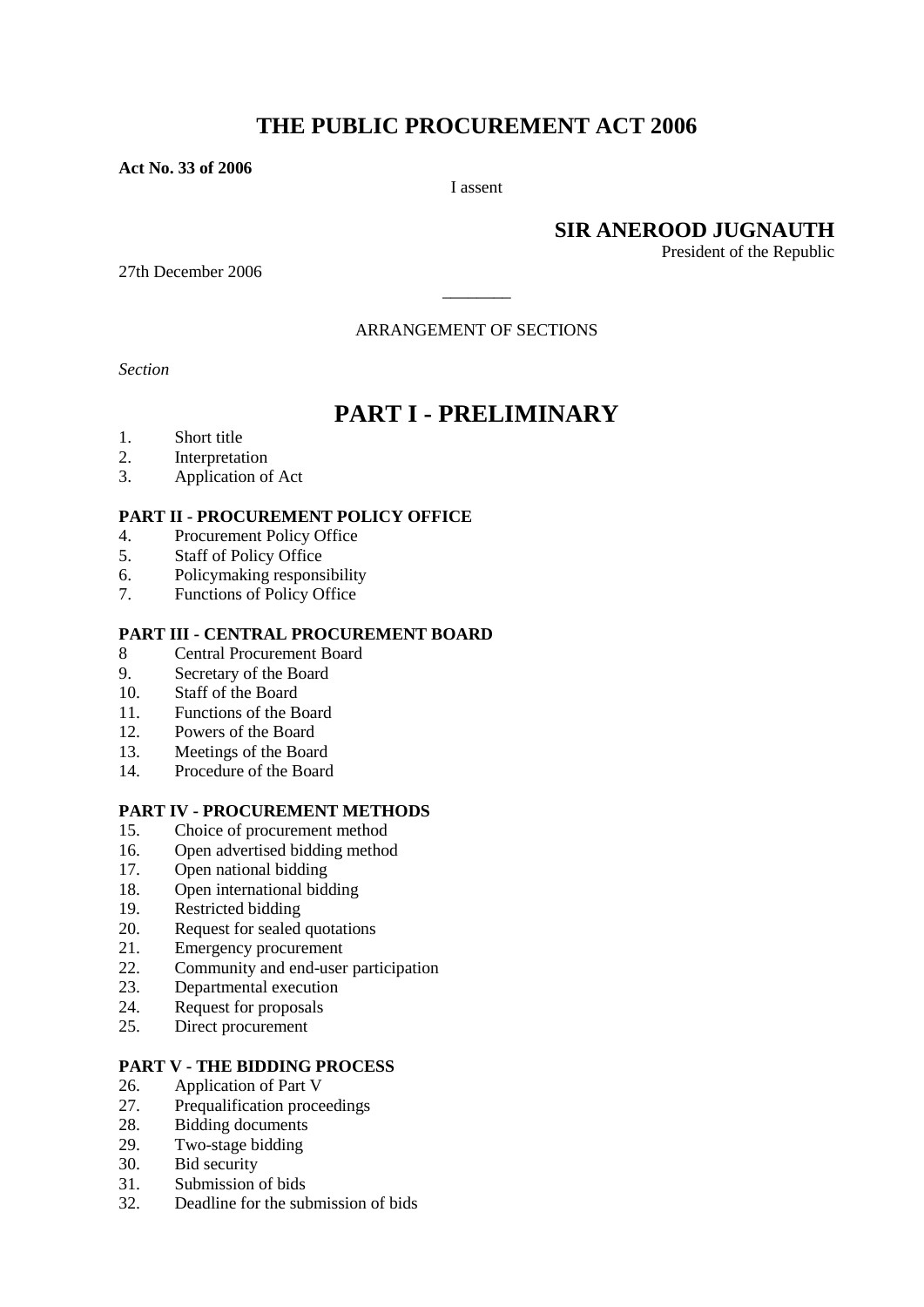# THE PUBLIC PROCUREMENT ACT 2006

**Act No. 33 of 2006**

I assent

**SIR ANEROOD JUGNAUTH**
President of the Republic

27th December 2006

________

ARRANGEMENT OF SECTIONS

*Section*

## PART I - PRELIMINARY

1. Short title
2. Interpretation
3. Application of Act

**PART II - PROCUREMENT POLICY OFFICE**

4. Procurement Policy Office
5. Staff of Policy Office
6. Policymaking responsibility
7. Functions of Policy Office

**PART III - CENTRAL PROCUREMENT BOARD**

8 Central Procurement Board
9. Secretary of the Board
10. Staff of the Board
11. Functions of the Board
12. Powers of the Board
13. Meetings of the Board
14. Procedure of the Board

**PART IV - PROCUREMENT METHODS**

15. Choice of procurement method
16. Open advertised bidding method
17. Open national bidding
18. Open international bidding
19. Restricted bidding
20. Request for sealed quotations
21. Emergency procurement
22. Community and end-user participation
23. Departmental execution
24. Request for proposals
25. Direct procurement

**PART V - THE BIDDING PROCESS**

26. Application of Part V
27. Prequalification proceedings
28. Bidding documents
29. Two-stage bidding
30. Bid security
31. Submission of bids
32. Deadline for the submission of bids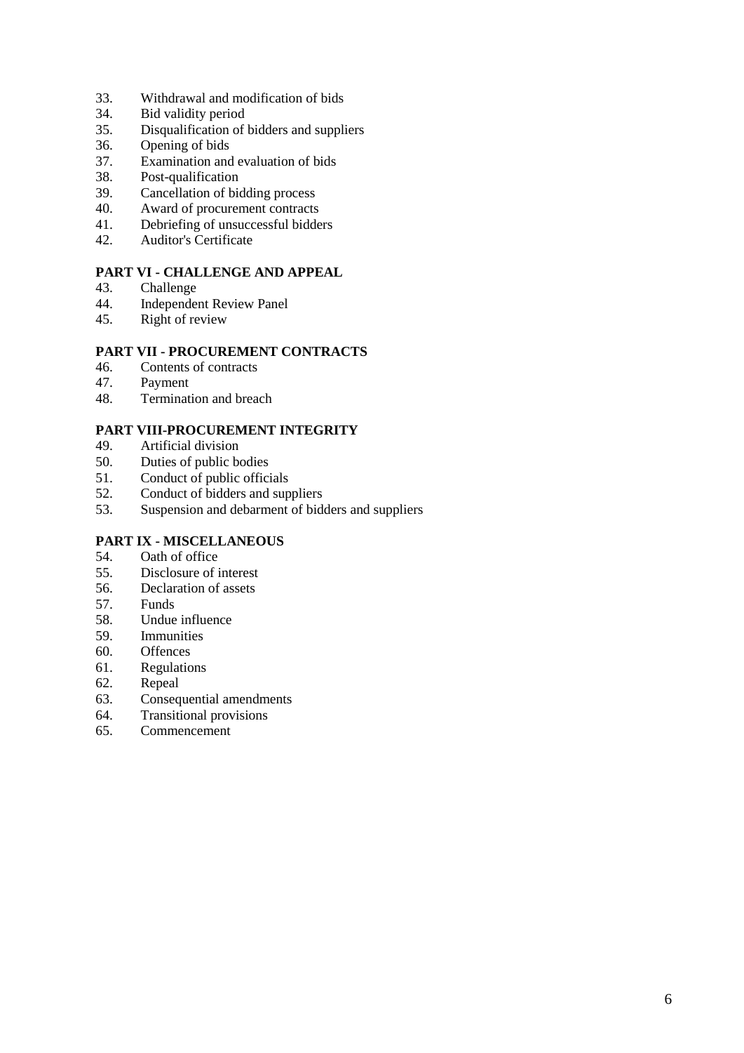33. Withdrawal and modification of bids
34. Bid validity period
35. Disqualification of bidders and suppliers
36. Opening of bids
37. Examination and evaluation of bids
38. Post-qualification
39. Cancellation of bidding process
40. Award of procurement contracts
41. Debriefing of unsuccessful bidders
42. Auditor's Certificate

**PART VI - CHALLENGE AND APPEAL**

43. Challenge
44. Independent Review Panel
45. Right of review

**PART VII - PROCUREMENT CONTRACTS**

46. Contents of contracts
47. Payment
48. Termination and breach

**PART VIII-PROCUREMENT INTEGRITY**

49. Artificial division
50. Duties of public bodies
51. Conduct of public officials
52. Conduct of bidders and suppliers
53. Suspension and debarment of bidders and suppliers

**PART IX - MISCELLANEOUS**

54. Oath of office
55. Disclosure of interest
56. Declaration of assets
57. Funds
58. Undue influence
59. Immunities
60. Offences
61. Regulations
62. Repeal
63. Consequential amendments
64. Transitional provisions
65. Commencement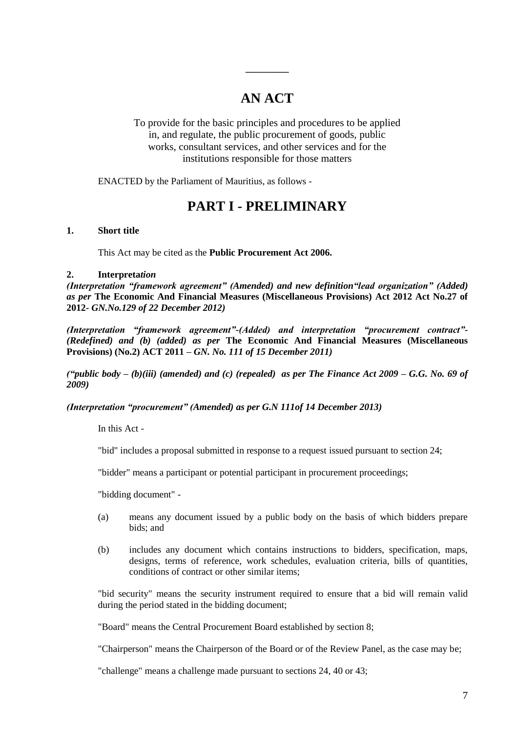---

# AN ACT

To provide for the basic principles and procedures to be applied in, and regulate, the public procurement of goods, public works, consultant services, and other services and for the institutions responsible for those matters

ENACTED by the Parliament of Mauritius, as follows -

# PART I - PRELIMINARY

**1. Short title**

This Act may be cited as the **Public Procurement Act 2006.**

**2. Interpretat*ion***

***(Interpretation "framework agreement" (Amended) and new definition"lead organization" (Added) as per* The Economic And Financial Measures (Miscellaneous Provisions) Act 2012 Act No.27 of 2012- *GN.No.129 of 22 December 2012)***

***(Interpretation "framework agreement"-(Added) and interpretation "procurement contract"-(Redefined) and (b) (added) as per* The Economic And Financial Measures (Miscellaneous Provisions) (No.2) ACT 2011 – *GN. No. 111 of 15 December 2011)***

***("public body – (b)(iii) (amended) and (c) (repealed) as per The Finance Act 2009 – G.G. No. 69 of 2009)***

***(Interpretation "procurement" (Amended) as per G.N 111of 14 December 2013)***

In this Act -

"bid" includes a proposal submitted in response to a request issued pursuant to section 24;

"bidder" means a participant or potential participant in procurement proceedings;

"bidding document" -

(a) means any document issued by a public body on the basis of which bidders prepare bids; and

(b) includes any document which contains instructions to bidders, specification, maps, designs, terms of reference, work schedules, evaluation criteria, bills of quantities, conditions of contract or other similar items;

"bid security" means the security instrument required to ensure that a bid will remain valid during the period stated in the bidding document;

"Board" means the Central Procurement Board established by section 8;

"Chairperson" means the Chairperson of the Board or of the Review Panel, as the case may be;

"challenge" means a challenge made pursuant to sections 24, 40 or 43;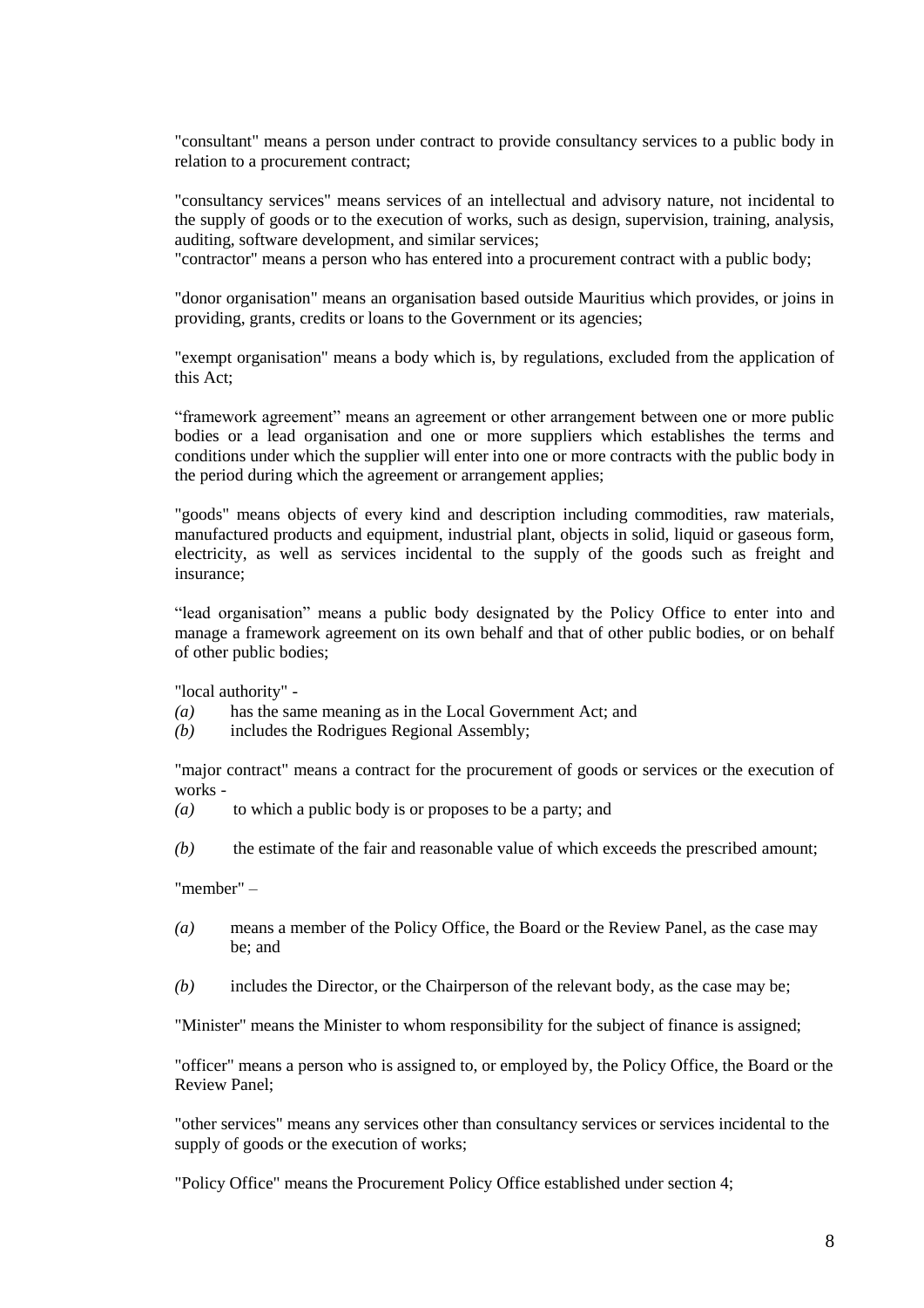"consultant" means a person under contract to provide consultancy services to a public body in relation to a procurement contract;

"consultancy services" means services of an intellectual and advisory nature, not incidental to the supply of goods or to the execution of works, such as design, supervision, training, analysis, auditing, software development, and similar services;

"contractor" means a person who has entered into a procurement contract with a public body;

"donor organisation" means an organisation based outside Mauritius which provides, or joins in providing, grants, credits or loans to the Government or its agencies;

"exempt organisation" means a body which is, by regulations, excluded from the application of this Act;

“framework agreement” means an agreement or other arrangement between one or more public bodies or a lead organisation and one or more suppliers which establishes the terms and conditions under which the supplier will enter into one or more contracts with the public body in the period during which the agreement or arrangement applies;

"goods" means objects of every kind and description including commodities, raw materials, manufactured products and equipment, industrial plant, objects in solid, liquid or gaseous form, electricity, as well as services incidental to the supply of the goods such as freight and insurance;

“lead organisation” means a public body designated by the Policy Office to enter into and manage a framework agreement on its own behalf and that of other public bodies, or on behalf of other public bodies;

"local authority" -

*(a)* has the same meaning as in the Local Government Act; and

*(b)* includes the Rodrigues Regional Assembly;

"major contract" means a contract for the procurement of goods or services or the execution of works -

*(a)* to which a public body is or proposes to be a party; and

*(b)* the estimate of the fair and reasonable value of which exceeds the prescribed amount;

"member" –

*(a)* means a member of the Policy Office, the Board or the Review Panel, as the case may be; and

*(b)* includes the Director, or the Chairperson of the relevant body, as the case may be;

"Minister" means the Minister to whom responsibility for the subject of finance is assigned;

"officer" means a person who is assigned to, or employed by, the Policy Office, the Board or the Review Panel;

"other services" means any services other than consultancy services or services incidental to the supply of goods or the execution of works;

"Policy Office" means the Procurement Policy Office established under section 4;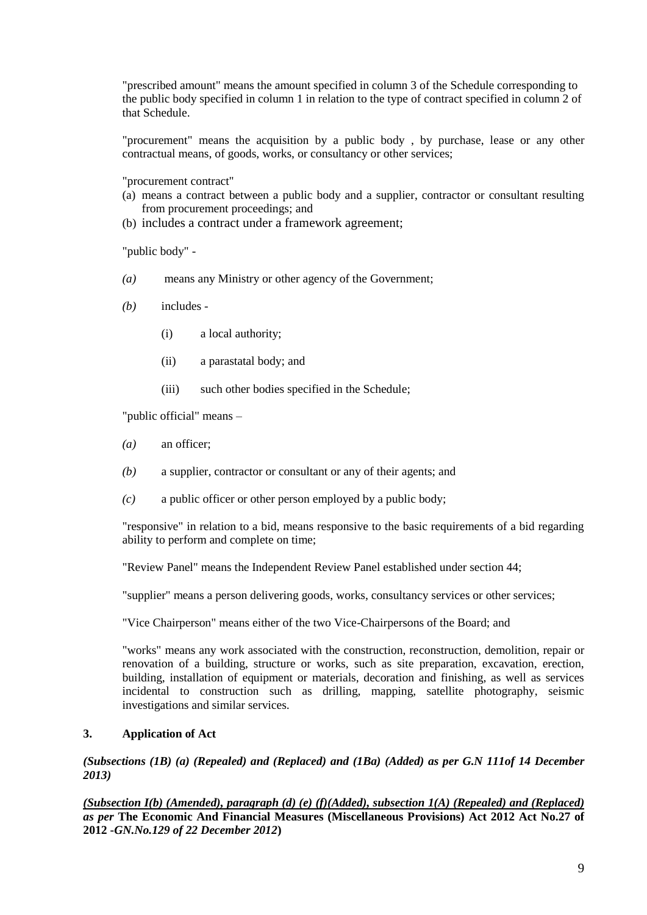"prescribed amount" means the amount specified in column 3 of the Schedule corresponding to the public body specified in column 1 in relation to the type of contract specified in column 2 of that Schedule.

"procurement" means the acquisition by a public body , by purchase, lease or any other contractual means, of goods, works, or consultancy or other services;

"procurement contract"

(a) means a contract between a public body and a supplier, contractor or consultant resulting from procurement proceedings; and
(b) includes a contract under a framework agreement;

"public body" -

*(a)* means any Ministry or other agency of the Government;

*(b)* includes -

(i) a local authority;

(ii) a parastatal body; and

(iii) such other bodies specified in the Schedule;

"public official" means –

*(a)* an officer;

*(b)* a supplier, contractor or consultant or any of their agents; and

*(c)* a public officer or other person employed by a public body;

"responsive" in relation to a bid, means responsive to the basic requirements of a bid regarding ability to perform and complete on time;

"Review Panel" means the Independent Review Panel established under section 44;

"supplier" means a person delivering goods, works, consultancy services or other services;

"Vice Chairperson" means either of the two Vice-Chairpersons of the Board; and

"works" means any work associated with the construction, reconstruction, demolition, repair or renovation of a building, structure or works, such as site preparation, excavation, erection, building, installation of equipment or materials, decoration and finishing, as well as services incidental to construction such as drilling, mapping, satellite photography, seismic investigations and similar services.

**3. Application of Act**

***(Subsections (1B) (a) (Repealed) and (Replaced) and (1Ba) (Added) as per G.N 111of 14 December 2013)***

***(Subsection I(b) (Amended), paragraph (d) (e) (f)(Added), subsection 1(A) (Repealed) and (Replaced) as per* The Economic And Financial Measures (Miscellaneous Provisions) Act 2012 Act No.27 of 2012 -*GN.No.129 of 22 December 2012*)**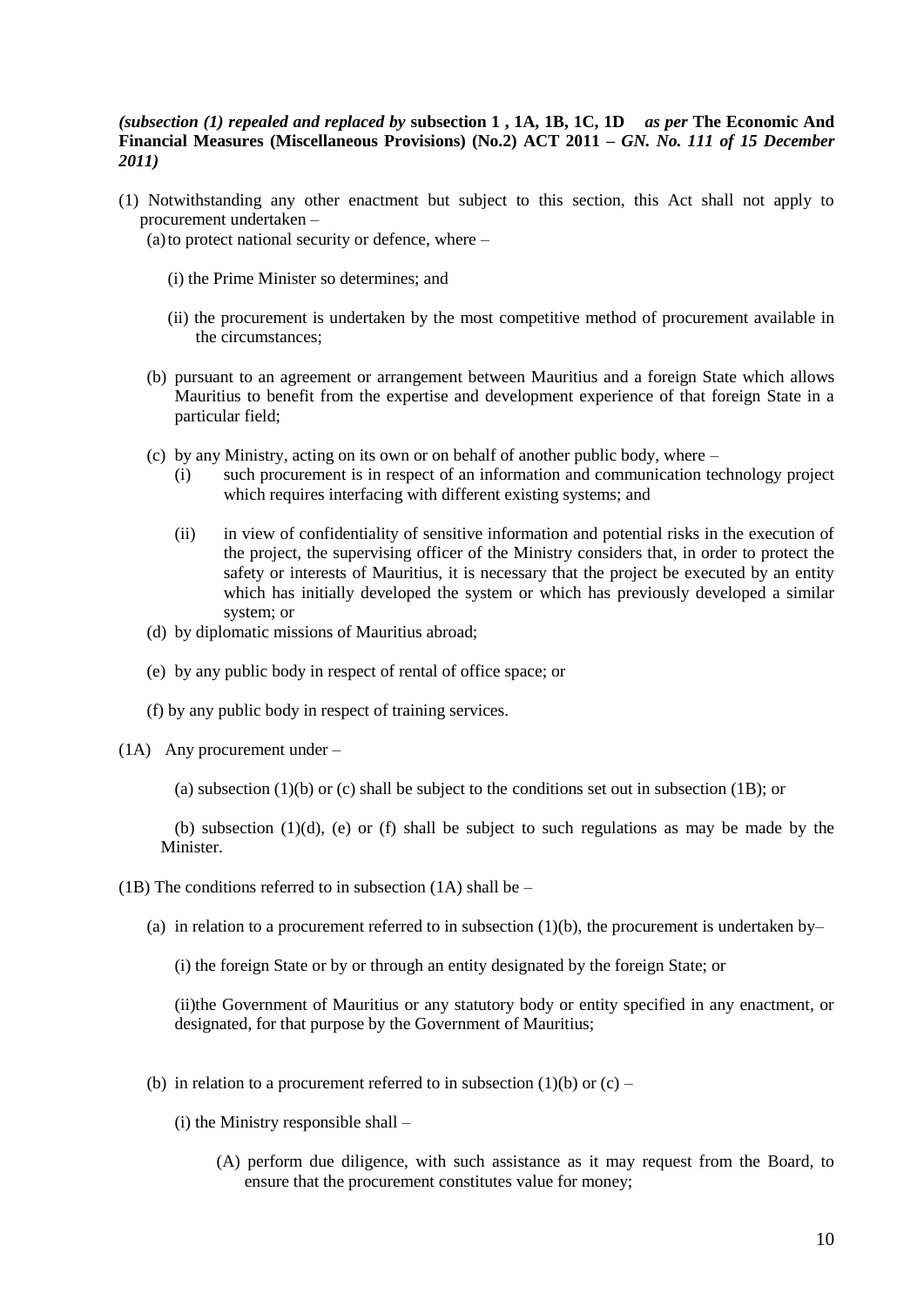***(subsection (1) repealed and replaced by* subsection 1 , 1A, 1B, 1C, 1D *as per* The Economic And Financial Measures (Miscellaneous Provisions) (No.2) ACT 2011 *– GN. No. 111 of 15 December 2011)***

(1) Notwithstanding any other enactment but subject to this section, this Act shall not apply to procurement undertaken –

(a) to protect national security or defence, where –

(i) the Prime Minister so determines; and

(ii) the procurement is undertaken by the most competitive method of procurement available in the circumstances;

(b) pursuant to an agreement or arrangement between Mauritius and a foreign State which allows Mauritius to benefit from the expertise and development experience of that foreign State in a particular field;

(c) by any Ministry, acting on its own or on behalf of another public body, where –

(i) such procurement is in respect of an information and communication technology project which requires interfacing with different existing systems; and

(ii) in view of confidentiality of sensitive information and potential risks in the execution of the project, the supervising officer of the Ministry considers that, in order to protect the safety or interests of Mauritius, it is necessary that the project be executed by an entity which has initially developed the system or which has previously developed a similar system; or

(d) by diplomatic missions of Mauritius abroad;

(e) by any public body in respect of rental of office space; or

(f) by any public body in respect of training services.

(1A) Any procurement under –

(a) subsection (1)(b) or (c) shall be subject to the conditions set out in subsection (1B); or

(b) subsection (1)(d), (e) or (f) shall be subject to such regulations as may be made by the Minister.

(1B) The conditions referred to in subsection (1A) shall be –

(a) in relation to a procurement referred to in subsection (1)(b), the procurement is undertaken by–

(i) the foreign State or by or through an entity designated by the foreign State; or

(ii)the Government of Mauritius or any statutory body or entity specified in any enactment, or designated, for that purpose by the Government of Mauritius;

(b) in relation to a procurement referred to in subsection (1)(b) or (c) –

(i) the Ministry responsible shall –

(A) perform due diligence, with such assistance as it may request from the Board, to ensure that the procurement constitutes value for money;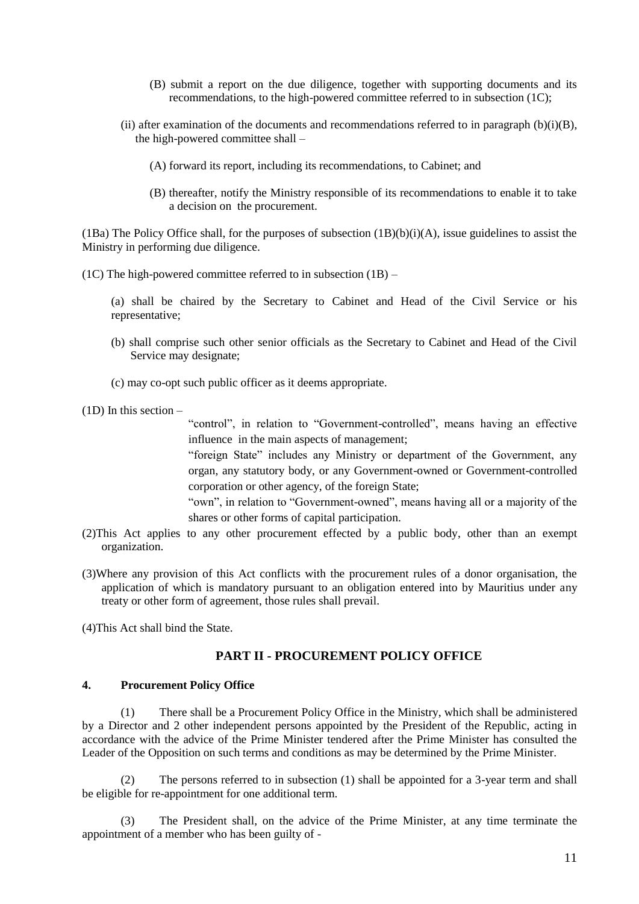(B) submit a report on the due diligence, together with supporting documents and its recommendations, to the high-powered committee referred to in subsection (1C);

(ii) after examination of the documents and recommendations referred to in paragraph (b)(i)(B), the high-powered committee shall –

(A) forward its report, including its recommendations, to Cabinet; and

(B) thereafter, notify the Ministry responsible of its recommendations to enable it to take a decision on the procurement.

(1Ba) The Policy Office shall, for the purposes of subsection (1B)(b)(i)(A), issue guidelines to assist the Ministry in performing due diligence.

(1C) The high-powered committee referred to in subsection (1B) –

(a) shall be chaired by the Secretary to Cabinet and Head of the Civil Service or his representative;

(b) shall comprise such other senior officials as the Secretary to Cabinet and Head of the Civil Service may designate;

(c) may co-opt such public officer as it deems appropriate.

(1D) In this section –

"control", in relation to "Government-controlled", means having an effective influence in the main aspects of management;

"foreign State" includes any Ministry or department of the Government, any organ, any statutory body, or any Government-owned or Government-controlled corporation or other agency, of the foreign State;

"own", in relation to "Government-owned", means having all or a majority of the shares or other forms of capital participation.

(2) This Act applies to any other procurement effected by a public body, other than an exempt organization.

(3) Where any provision of this Act conflicts with the procurement rules of a donor organisation, the application of which is mandatory pursuant to an obligation entered into by Mauritius under any treaty or other form of agreement, those rules shall prevail.

(4) This Act shall bind the State.

## PART II - PROCUREMENT POLICY OFFICE

### 4. Procurement Policy Office

(1) There shall be a Procurement Policy Office in the Ministry, which shall be administered by a Director and 2 other independent persons appointed by the President of the Republic, acting in accordance with the advice of the Prime Minister tendered after the Prime Minister has consulted the Leader of the Opposition on such terms and conditions as may be determined by the Prime Minister.

(2) The persons referred to in subsection (1) shall be appointed for a 3-year term and shall be eligible for re-appointment for one additional term.

(3) The President shall, on the advice of the Prime Minister, at any time terminate the appointment of a member who has been guilty of -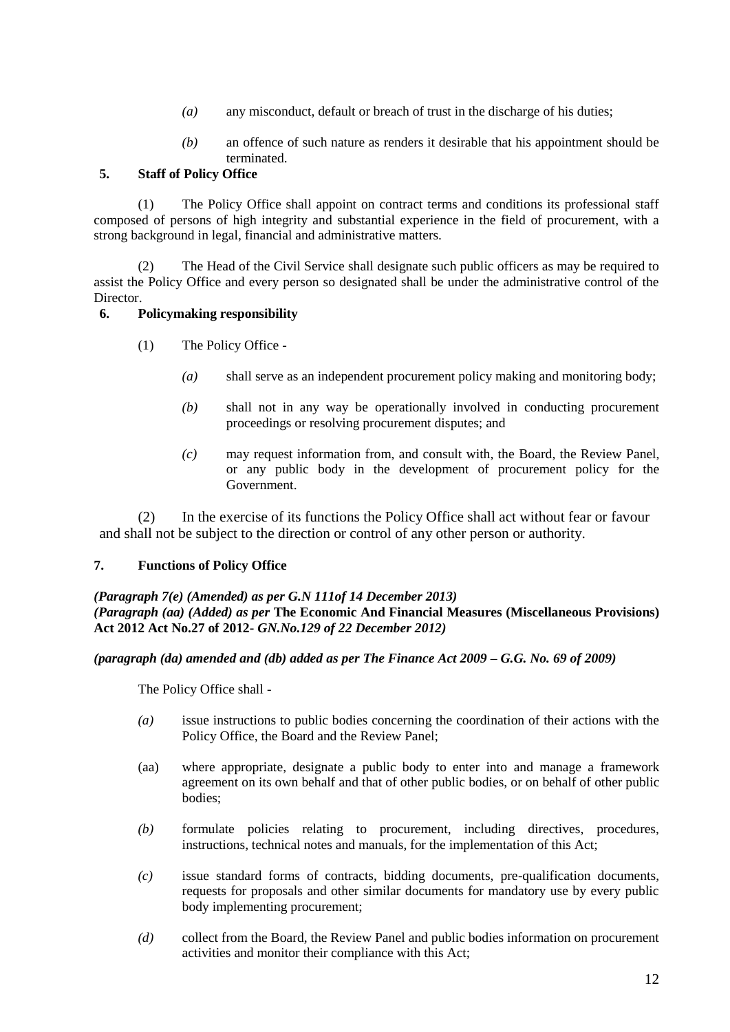*(a)* any misconduct, default or breach of trust in the discharge of his duties;

*(b)* an offence of such nature as renders it desirable that his appointment should be terminated.

**5. Staff of Policy Office**

(1) The Policy Office shall appoint on contract terms and conditions its professional staff composed of persons of high integrity and substantial experience in the field of procurement, with a strong background in legal, financial and administrative matters.

(2) The Head of the Civil Service shall designate such public officers as may be required to assist the Policy Office and every person so designated shall be under the administrative control of the Director.

**6. Policymaking responsibility**

(1) The Policy Office -

*(a)* shall serve as an independent procurement policy making and monitoring body;

*(b)* shall not in any way be operationally involved in conducting procurement proceedings or resolving procurement disputes; and

*(c)* may request information from, and consult with, the Board, the Review Panel, or any public body in the development of procurement policy for the Government.

(2) In the exercise of its functions the Policy Office shall act without fear or favour and shall not be subject to the direction or control of any other person or authority.

**7. Functions of Policy Office**

***(Paragraph 7(e) (Amended) as per G.N 111of 14 December 2013)***
***(Paragraph (aa) (Added) as per* The Economic And Financial Measures (Miscellaneous Provisions) Act 2012 Act No.27 of 2012- *GN.No.129 of 22 December 2012)***

***(paragraph (da) amended and (db) added as per The Finance Act 2009 – G.G. No. 69 of 2009)***

The Policy Office shall -

*(a)* issue instructions to public bodies concerning the coordination of their actions with the Policy Office, the Board and the Review Panel;

(aa) where appropriate, designate a public body to enter into and manage a framework agreement on its own behalf and that of other public bodies, or on behalf of other public bodies;

*(b)* formulate policies relating to procurement, including directives, procedures, instructions, technical notes and manuals, for the implementation of this Act;

*(c)* issue standard forms of contracts, bidding documents, pre-qualification documents, requests for proposals and other similar documents for mandatory use by every public body implementing procurement;

*(d)* collect from the Board, the Review Panel and public bodies information on procurement activities and monitor their compliance with this Act;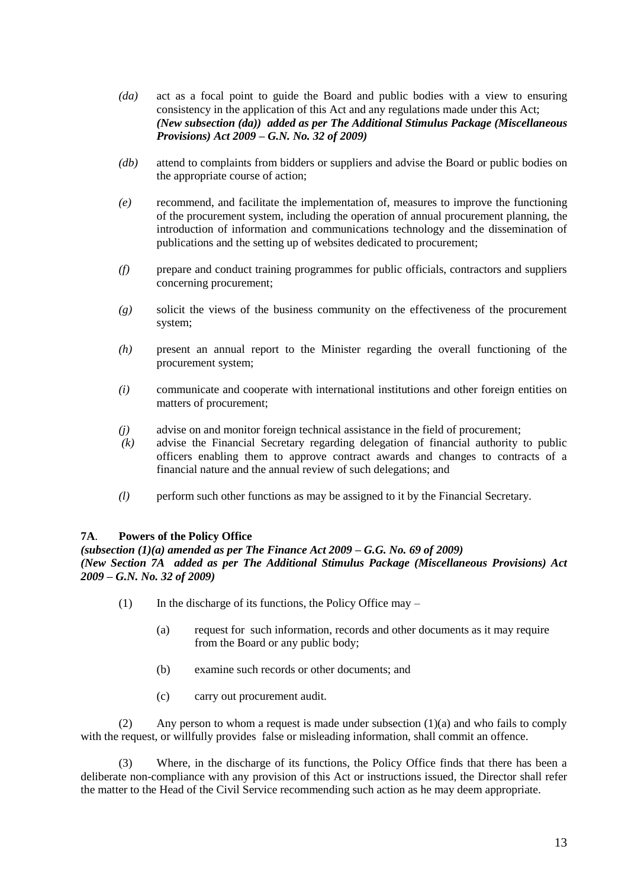*(da)* act as a focal point to guide the Board and public bodies with a view to ensuring consistency in the application of this Act and any regulations made under this Act;
***(New subsection (da)) added as per The Additional Stimulus Package (Miscellaneous Provisions) Act 2009 – G.N. No. 32 of 2009)***

*(db)* attend to complaints from bidders or suppliers and advise the Board or public bodies on the appropriate course of action;

*(e)* recommend, and facilitate the implementation of, measures to improve the functioning of the procurement system, including the operation of annual procurement planning, the introduction of information and communications technology and the dissemination of publications and the setting up of websites dedicated to procurement;

*(f)* prepare and conduct training programmes for public officials, contractors and suppliers concerning procurement;

*(g)* solicit the views of the business community on the effectiveness of the procurement system;

*(h)* present an annual report to the Minister regarding the overall functioning of the procurement system;

*(i)* communicate and cooperate with international institutions and other foreign entities on matters of procurement;

*(j)* advise on and monitor foreign technical assistance in the field of procurement;

*(k)* advise the Financial Secretary regarding delegation of financial authority to public officers enabling them to approve contract awards and changes to contracts of a financial nature and the annual review of such delegations; and

*(l)* perform such other functions as may be assigned to it by the Financial Secretary.

**7A. Powers of the Policy Office**
***(subsection (1)(a) amended as per The Finance Act 2009 – G.G. No. 69 of 2009)***
***(New Section 7A added as per The Additional Stimulus Package (Miscellaneous Provisions) Act 2009 – G.N. No. 32 of 2009)***

(1) In the discharge of its functions, the Policy Office may –

(a) request for such information, records and other documents as it may require from the Board or any public body;

(b) examine such records or other documents; and

(c) carry out procurement audit.

(2) Any person to whom a request is made under subsection (1)(a) and who fails to comply with the request, or willfully provides false or misleading information, shall commit an offence.

(3) Where, in the discharge of its functions, the Policy Office finds that there has been a deliberate non-compliance with any provision of this Act or instructions issued, the Director shall refer the matter to the Head of the Civil Service recommending such action as he may deem appropriate.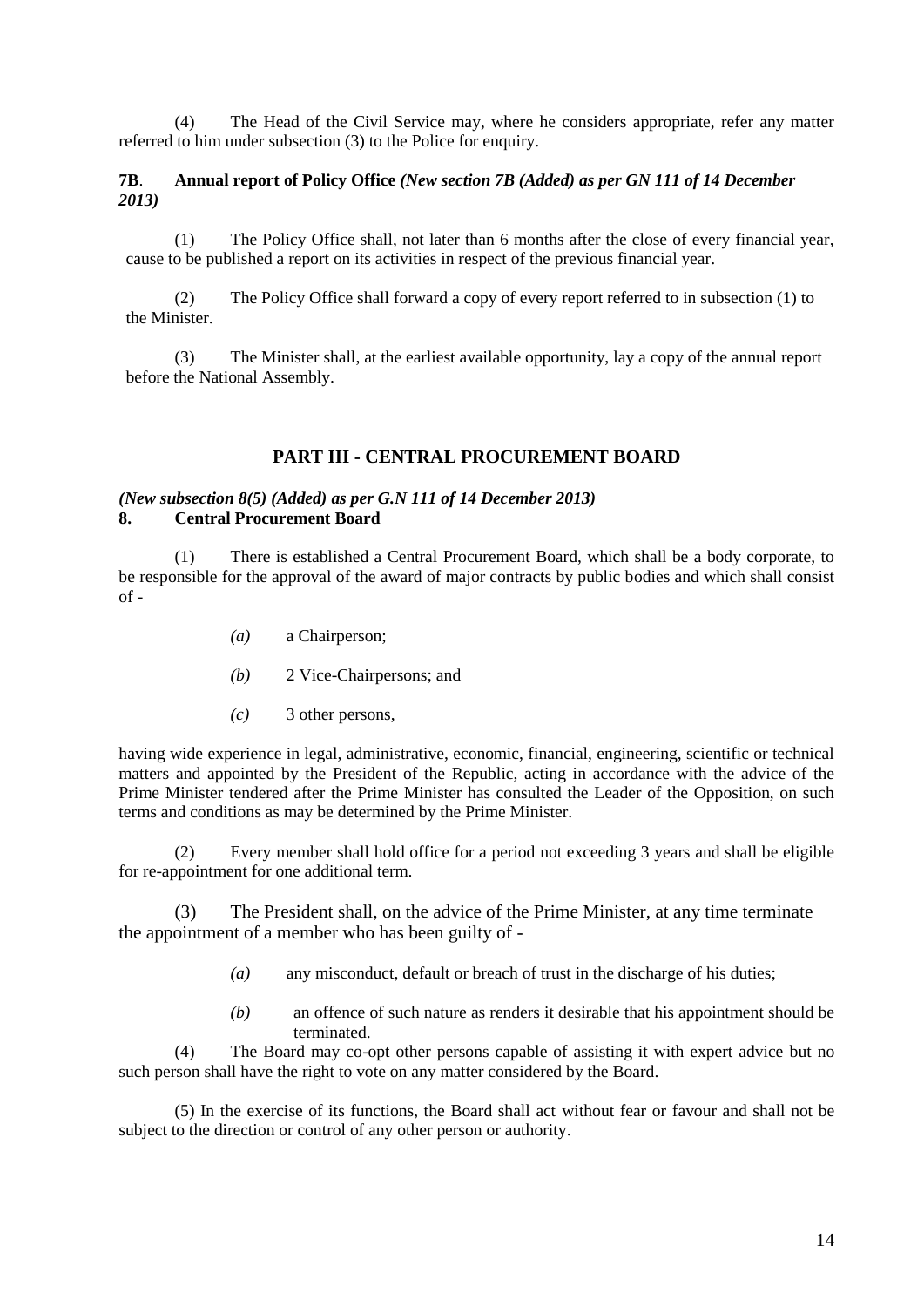(4) The Head of the Civil Service may, where he considers appropriate, refer any matter referred to him under subsection (3) to the Police for enquiry.

**7B. Annual report of Policy Office** ***(New section 7B (Added) as per GN 111 of 14 December 2013)***

(1) The Policy Office shall, not later than 6 months after the close of every financial year, cause to be published a report on its activities in respect of the previous financial year.

(2) The Policy Office shall forward a copy of every report referred to in subsection (1) to the Minister.

(3) The Minister shall, at the earliest available opportunity, lay a copy of the annual report before the National Assembly.

## PART III - CENTRAL PROCUREMENT BOARD

***(New subsection 8(5) (Added) as per G.N 111 of 14 December 2013)***

**8. Central Procurement Board**

(1) There is established a Central Procurement Board, which shall be a body corporate, to be responsible for the approval of the award of major contracts by public bodies and which shall consist of -

*(a)* a Chairperson;

*(b)* 2 Vice-Chairpersons; and

*(c)* 3 other persons,

having wide experience in legal, administrative, economic, financial, engineering, scientific or technical matters and appointed by the President of the Republic, acting in accordance with the advice of the Prime Minister tendered after the Prime Minister has consulted the Leader of the Opposition, on such terms and conditions as may be determined by the Prime Minister.

(2) Every member shall hold office for a period not exceeding 3 years and shall be eligible for re-appointment for one additional term.

(3) The President shall, on the advice of the Prime Minister, at any time terminate the appointment of a member who has been guilty of -

*(a)* any misconduct, default or breach of trust in the discharge of his duties;

*(b)* an offence of such nature as renders it desirable that his appointment should be terminated.

(4) The Board may co-opt other persons capable of assisting it with expert advice but no such person shall have the right to vote on any matter considered by the Board.

(5) In the exercise of its functions, the Board shall act without fear or favour and shall not be subject to the direction or control of any other person or authority.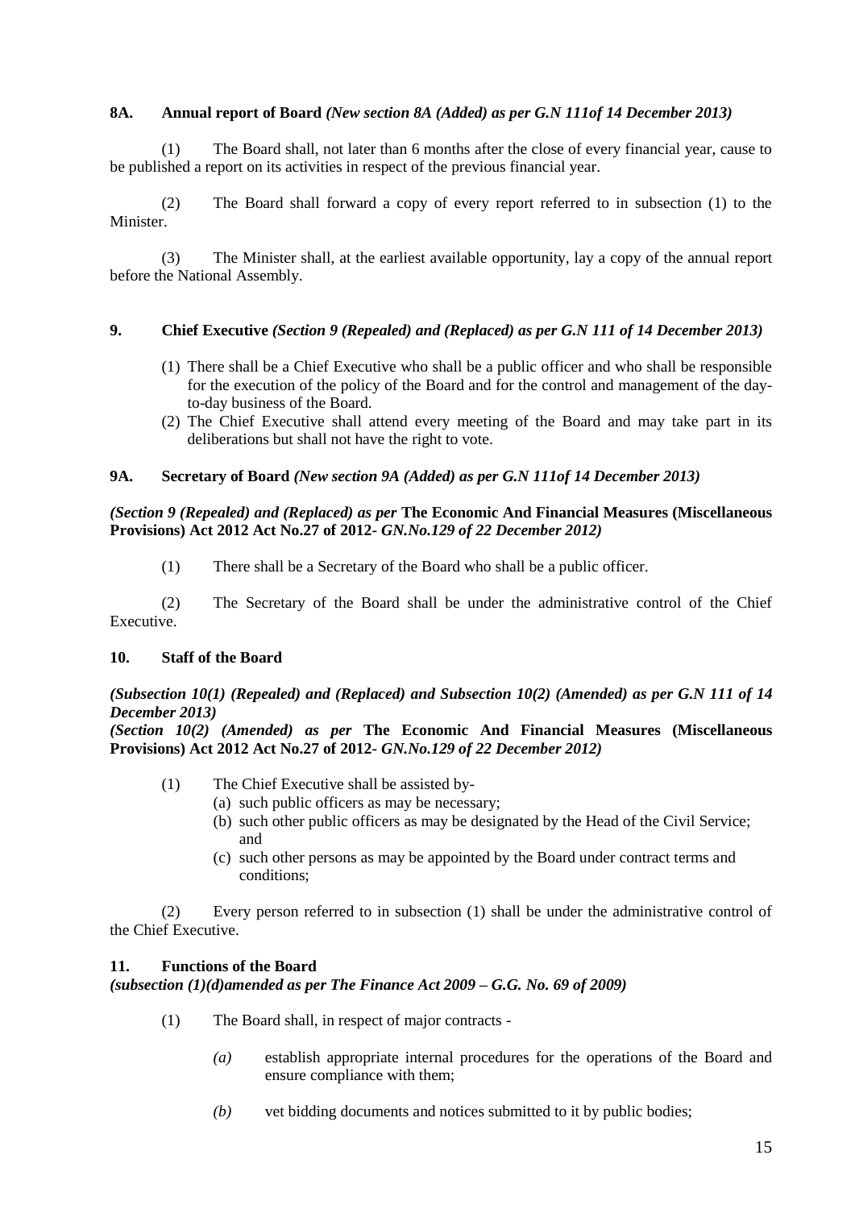**8A. Annual report of Board** ***(New section 8A (Added) as per G.N 111of 14 December 2013)***

(1) The Board shall, not later than 6 months after the close of every financial year, cause to be published a report on its activities in respect of the previous financial year.

(2) The Board shall forward a copy of every report referred to in subsection (1) to the Minister.

(3) The Minister shall, at the earliest available opportunity, lay a copy of the annual report before the National Assembly.

**9. Chief Executive** ***(Section 9 (Repealed) and (Replaced) as per G.N 111 of 14 December 2013)***

(1) There shall be a Chief Executive who shall be a public officer and who shall be responsible for the execution of the policy of the Board and for the control and management of the day-to-day business of the Board.

(2) The Chief Executive shall attend every meeting of the Board and may take part in its deliberations but shall not have the right to vote.

**9A. Secretary of Board** ***(New section 9A (Added) as per G.N 111of 14 December 2013)***

***(Section 9 (Repealed) and (Replaced) as per*** **The Economic And Financial Measures (Miscellaneous Provisions) Act 2012 Act No.27 of 2012-** ***GN.No.129 of 22 December 2012)***

(1) There shall be a Secretary of the Board who shall be a public officer.

(2) The Secretary of the Board shall be under the administrative control of the Chief Executive.

**10. Staff of the Board**

***(Subsection 10(1) (Repealed) and (Replaced) and Subsection 10(2) (Amended) as per G.N 111 of 14 December 2013)***

***(Section 10(2) (Amended) as per*** **The Economic And Financial Measures (Miscellaneous Provisions) Act 2012 Act No.27 of 2012-** ***GN.No.129 of 22 December 2012)***

(1) The Chief Executive shall be assisted by-

(a) such public officers as may be necessary;

(b) such other public officers as may be designated by the Head of the Civil Service; and

(c) such other persons as may be appointed by the Board under contract terms and conditions;

(2) Every person referred to in subsection (1) shall be under the administrative control of the Chief Executive.

**11. Functions of the Board**

***(subsection (1)(d)amended as per The Finance Act 2009 – G.G. No. 69 of 2009)***

(1) The Board shall, in respect of major contracts -

*(a)* establish appropriate internal procedures for the operations of the Board and ensure compliance with them;

*(b)* vet bidding documents and notices submitted to it by public bodies;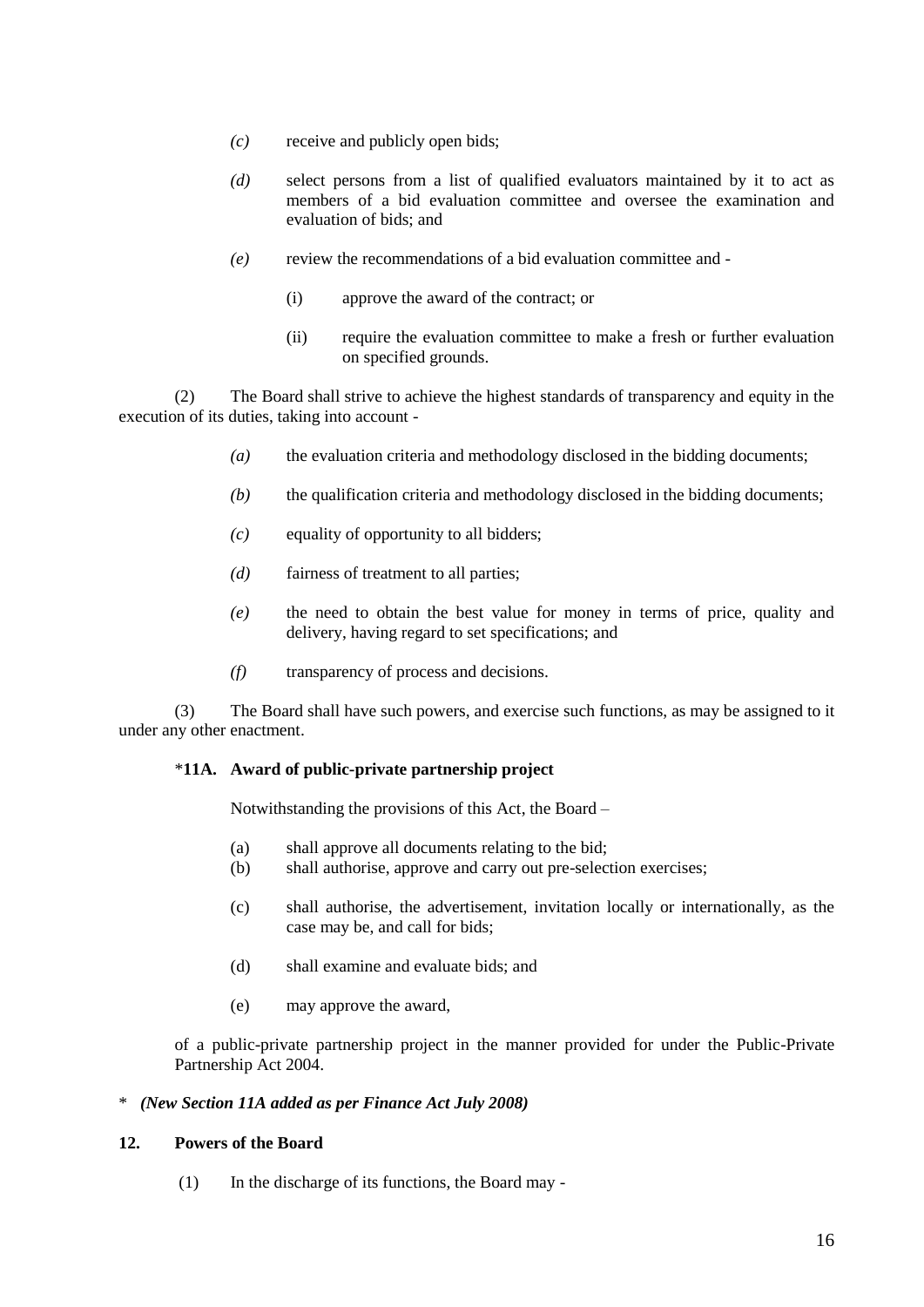*(c)* receive and publicly open bids;

*(d)* select persons from a list of qualified evaluators maintained by it to act as members of a bid evaluation committee and oversee the examination and evaluation of bids; and

*(e)* review the recommendations of a bid evaluation committee and -

(i) approve the award of the contract; or

(ii) require the evaluation committee to make a fresh or further evaluation on specified grounds.

(2) The Board shall strive to achieve the highest standards of transparency and equity in the execution of its duties, taking into account -

*(a)* the evaluation criteria and methodology disclosed in the bidding documents;

*(b)* the qualification criteria and methodology disclosed in the bidding documents;

*(c)* equality of opportunity to all bidders;

*(d)* fairness of treatment to all parties;

*(e)* the need to obtain the best value for money in terms of price, quality and delivery, having regard to set specifications; and

*(f)* transparency of process and decisions.

(3) The Board shall have such powers, and exercise such functions, as may be assigned to it under any other enactment.

*__11A. Award of public-private partnership project__

Notwithstanding the provisions of this Act, the Board –

(a) shall approve all documents relating to the bid;

(b) shall authorise, approve and carry out pre-selection exercises;

(c) shall authorise, the advertisement, invitation locally or internationally, as the case may be, and call for bids;

(d) shall examine and evaluate bids; and

(e) may approve the award,

of a public-private partnership project in the manner provided for under the Public-Private Partnership Act 2004.

\* ***(New Section 11A added as per Finance Act July 2008)***

**12. Powers of the Board**

(1) In the discharge of its functions, the Board may -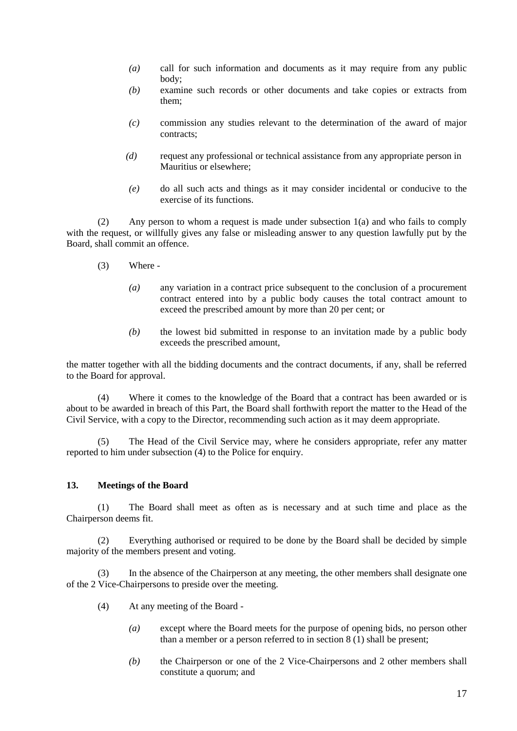*(a)* call for such information and documents as it may require from any public body;

*(b)* examine such records or other documents and take copies or extracts from them;

*(c)* commission any studies relevant to the determination of the award of major contracts;

*(d)* request any professional or technical assistance from any appropriate person in Mauritius or elsewhere;

*(e)* do all such acts and things as it may consider incidental or conducive to the exercise of its functions.

(2) Any person to whom a request is made under subsection 1(a) and who fails to comply with the request, or willfully gives any false or misleading answer to any question lawfully put by the Board, shall commit an offence.

(3) Where -

*(a)* any variation in a contract price subsequent to the conclusion of a procurement contract entered into by a public body causes the total contract amount to exceed the prescribed amount by more than 20 per cent; or

*(b)* the lowest bid submitted in response to an invitation made by a public body exceeds the prescribed amount,

the matter together with all the bidding documents and the contract documents, if any, shall be referred to the Board for approval.

(4) Where it comes to the knowledge of the Board that a contract has been awarded or is about to be awarded in breach of this Part, the Board shall forthwith report the matter to the Head of the Civil Service, with a copy to the Director, recommending such action as it may deem appropriate.

(5) The Head of the Civil Service may, where he considers appropriate, refer any matter reported to him under subsection (4) to the Police for enquiry.

**13. Meetings of the Board**

(1) The Board shall meet as often as is necessary and at such time and place as the Chairperson deems fit.

(2) Everything authorised or required to be done by the Board shall be decided by simple majority of the members present and voting.

(3) In the absence of the Chairperson at any meeting, the other members shall designate one of the 2 Vice-Chairpersons to preside over the meeting.

(4) At any meeting of the Board -

*(a)* except where the Board meets for the purpose of opening bids, no person other than a member or a person referred to in section 8 (1) shall be present;

*(b)* the Chairperson or one of the 2 Vice-Chairpersons and 2 other members shall constitute a quorum; and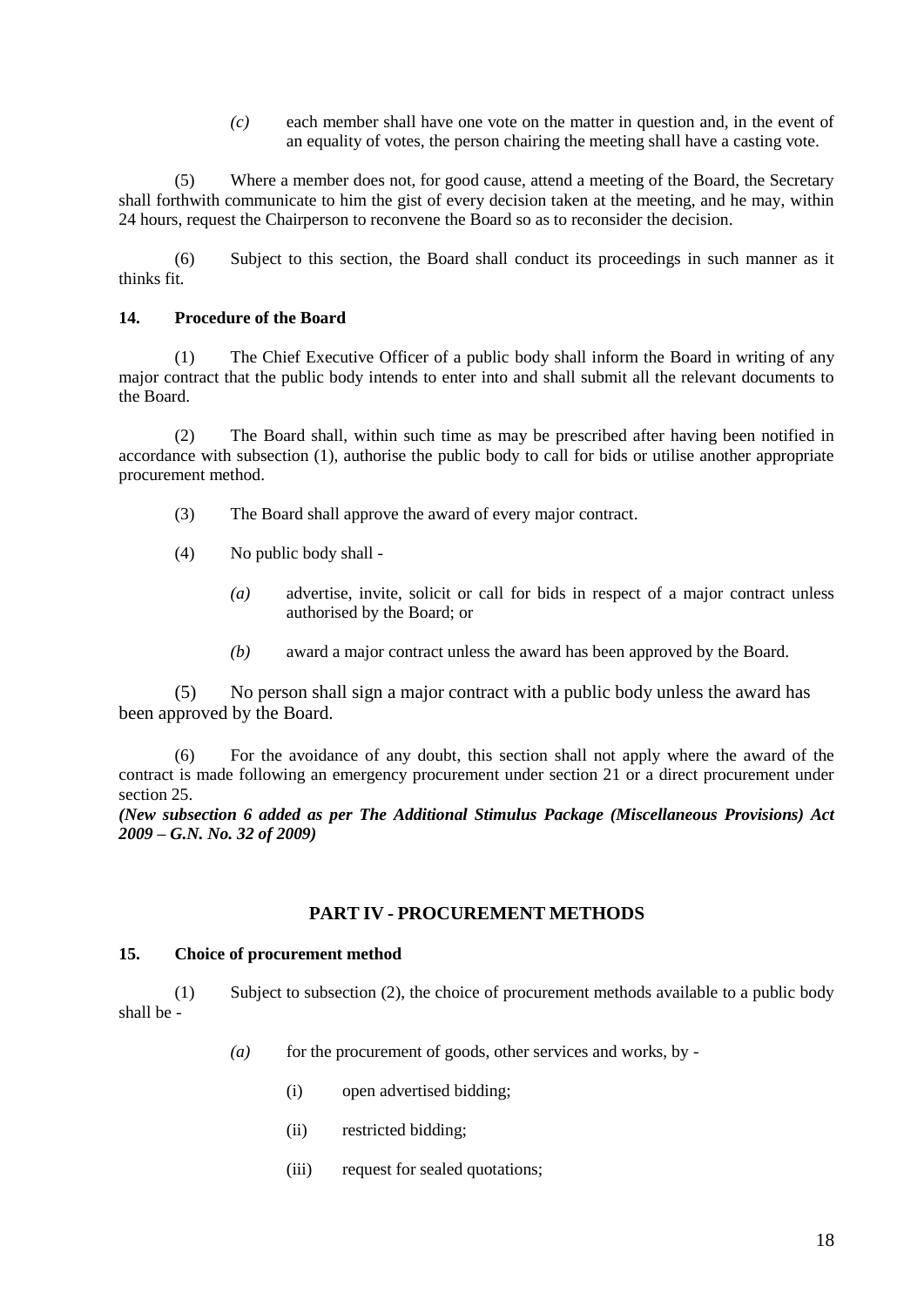*(c)* each member shall have one vote on the matter in question and, in the event of an equality of votes, the person chairing the meeting shall have a casting vote.

(5) Where a member does not, for good cause, attend a meeting of the Board, the Secretary shall forthwith communicate to him the gist of every decision taken at the meeting, and he may, within 24 hours, request the Chairperson to reconvene the Board so as to reconsider the decision.

(6) Subject to this section, the Board shall conduct its proceedings in such manner as it thinks fit.

### 14. Procedure of the Board

(1) The Chief Executive Officer of a public body shall inform the Board in writing of any major contract that the public body intends to enter into and shall submit all the relevant documents to the Board.

(2) The Board shall, within such time as may be prescribed after having been notified in accordance with subsection (1), authorise the public body to call for bids or utilise another appropriate procurement method.

(3) The Board shall approve the award of every major contract.

(4) No public body shall -

*(a)* advertise, invite, solicit or call for bids in respect of a major contract unless authorised by the Board; or

*(b)* award a major contract unless the award has been approved by the Board.

(5) No person shall sign a major contract with a public body unless the award has been approved by the Board.

(6) For the avoidance of any doubt, this section shall not apply where the award of the contract is made following an emergency procurement under section 21 or a direct procurement under section 25.

***(New subsection 6 added as per The Additional Stimulus Package (Miscellaneous Provisions) Act 2009 – G.N. No. 32 of 2009)***

## PART IV - PROCUREMENT METHODS

### 15. Choice of procurement method

(1) Subject to subsection (2), the choice of procurement methods available to a public body shall be -

*(a)* for the procurement of goods, other services and works, by -

(i) open advertised bidding;

(ii) restricted bidding;

(iii) request for sealed quotations;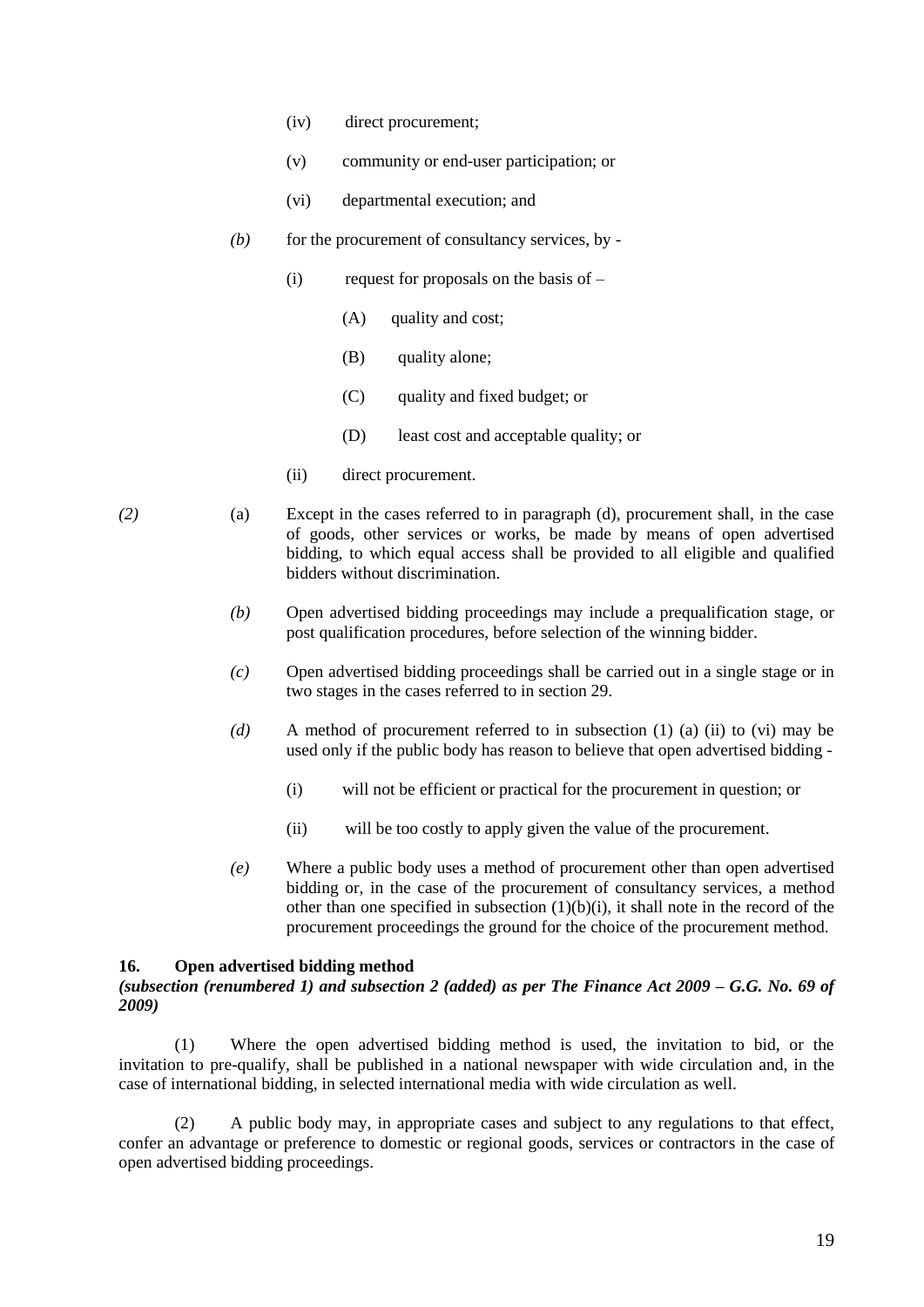(iv) direct procurement;

(v) community or end-user participation; or

(vi) departmental execution; and

*(b)* for the procurement of consultancy services, by -

(i) request for proposals on the basis of –

(A) quality and cost;

(B) quality alone;

(C) quality and fixed budget; or

(D) least cost and acceptable quality; or

(ii) direct procurement.

*(2)* (a) Except in the cases referred to in paragraph (d), procurement shall, in the case of goods, other services or works, be made by means of open advertised bidding, to which equal access shall be provided to all eligible and qualified bidders without discrimination.

*(b)* Open advertised bidding proceedings may include a prequalification stage, or post qualification procedures, before selection of the winning bidder.

*(c)* Open advertised bidding proceedings shall be carried out in a single stage or in two stages in the cases referred to in section 29.

*(d)* A method of procurement referred to in subsection (1) (a) (ii) to (vi) may be used only if the public body has reason to believe that open advertised bidding -

(i) will not be efficient or practical for the procurement in question; or

(ii) will be too costly to apply given the value of the procurement.

*(e)* Where a public body uses a method of procurement other than open advertised bidding or, in the case of the procurement of consultancy services, a method other than one specified in subsection (1)(b)(i), it shall note in the record of the procurement proceedings the ground for the choice of the procurement method.

**16. Open advertised bidding method**

***(subsection (renumbered 1) and subsection 2 (added) as per The Finance Act 2009 – G.G. No. 69 of 2009)***

(1) Where the open advertised bidding method is used, the invitation to bid, or the invitation to pre-qualify, shall be published in a national newspaper with wide circulation and, in the case of international bidding, in selected international media with wide circulation as well.

(2) A public body may, in appropriate cases and subject to any regulations to that effect, confer an advantage or preference to domestic or regional goods, services or contractors in the case of open advertised bidding proceedings.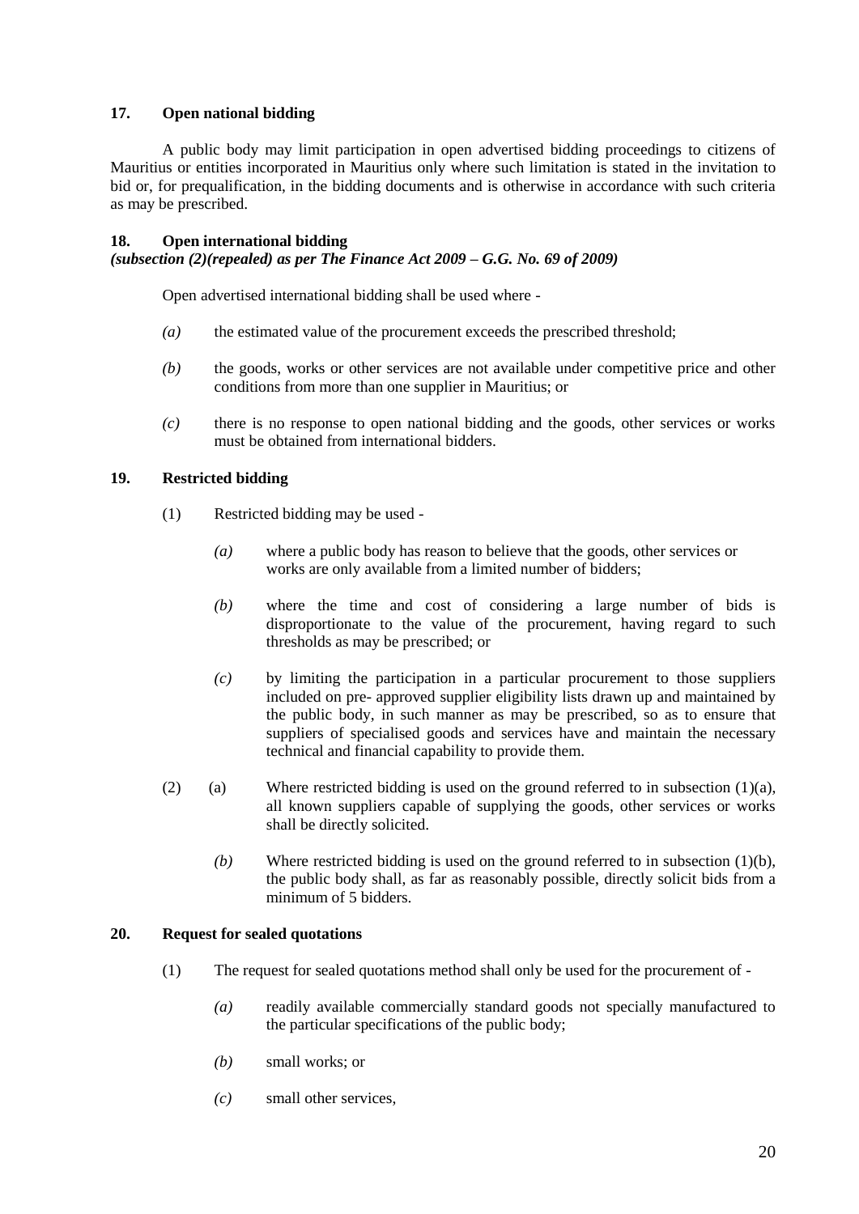### 17. Open national bidding

A public body may limit participation in open advertised bidding proceedings to citizens of Mauritius or entities incorporated in Mauritius only where such limitation is stated in the invitation to bid or, for prequalification, in the bidding documents and is otherwise in accordance with such criteria as may be prescribed.

### 18. Open international bidding

***(subsection (2)(repealed) as per The Finance Act 2009 – G.G. No. 69 of 2009)***

Open advertised international bidding shall be used where -

*(a)* the estimated value of the procurement exceeds the prescribed threshold;

*(b)* the goods, works or other services are not available under competitive price and other conditions from more than one supplier in Mauritius; or

*(c)* there is no response to open national bidding and the goods, other services or works must be obtained from international bidders.

### 19. Restricted bidding

(1) Restricted bidding may be used -

*(a)* where a public body has reason to believe that the goods, other services or works are only available from a limited number of bidders;

*(b)* where the time and cost of considering a large number of bids is disproportionate to the value of the procurement, having regard to such thresholds as may be prescribed; or

*(c)* by limiting the participation in a particular procurement to those suppliers included on pre- approved supplier eligibility lists drawn up and maintained by the public body, in such manner as may be prescribed, so as to ensure that suppliers of specialised goods and services have and maintain the necessary technical and financial capability to provide them.

(2) (a) Where restricted bidding is used on the ground referred to in subsection (1)(a), all known suppliers capable of supplying the goods, other services or works shall be directly solicited.

*(b)* Where restricted bidding is used on the ground referred to in subsection (1)(b), the public body shall, as far as reasonably possible, directly solicit bids from a minimum of 5 bidders.

### 20. Request for sealed quotations

(1) The request for sealed quotations method shall only be used for the procurement of -

*(a)* readily available commercially standard goods not specially manufactured to the particular specifications of the public body;

*(b)* small works; or

*(c)* small other services,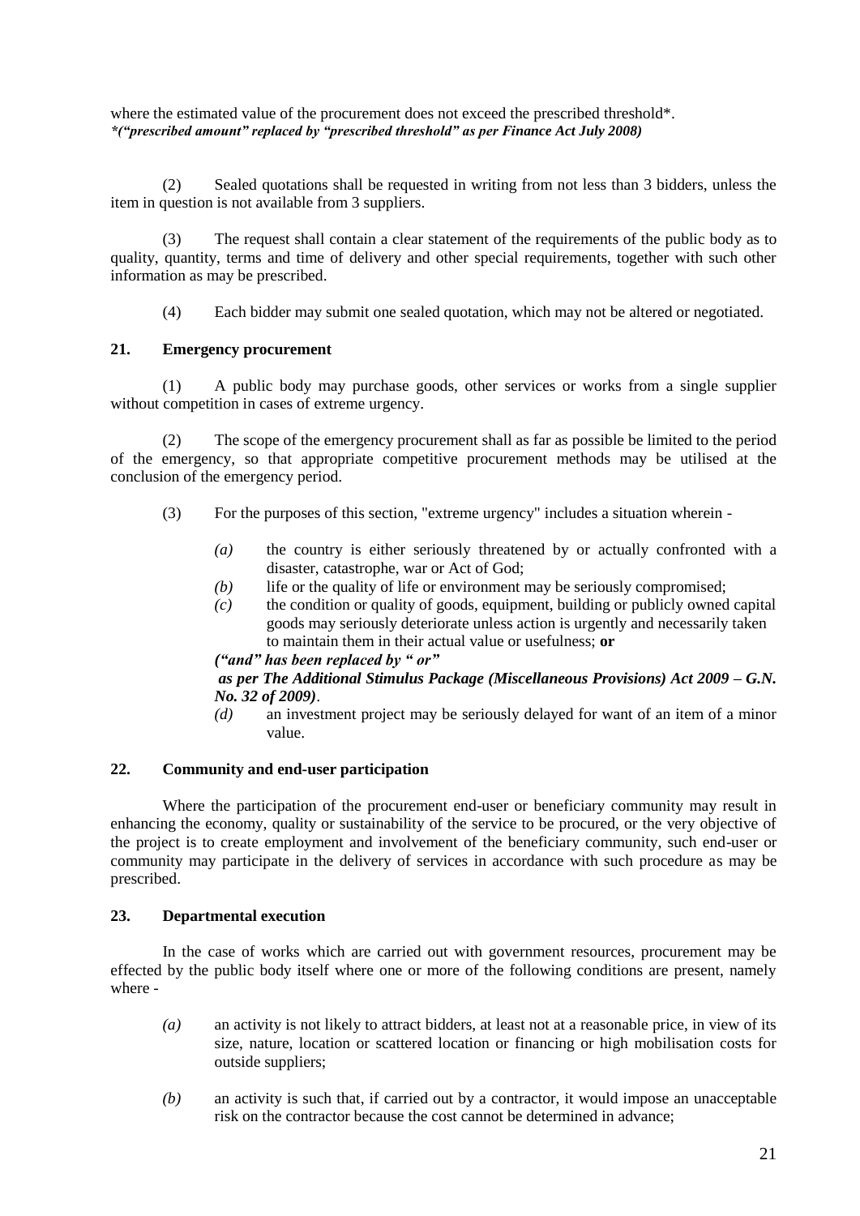where the estimated value of the procurement does not exceed the prescribed threshold*.
***("prescribed amount" replaced by "prescribed threshold" as per Finance Act July 2008)***

(2) Sealed quotations shall be requested in writing from not less than 3 bidders, unless the item in question is not available from 3 suppliers.

(3) The request shall contain a clear statement of the requirements of the public body as to quality, quantity, terms and time of delivery and other special requirements, together with such other information as may be prescribed.

(4) Each bidder may submit one sealed quotation, which may not be altered or negotiated.

### 21. Emergency procurement

(1) A public body may purchase goods, other services or works from a single supplier without competition in cases of extreme urgency.

(2) The scope of the emergency procurement shall as far as possible be limited to the period of the emergency, so that appropriate competitive procurement methods may be utilised at the conclusion of the emergency period.

(3) For the purposes of this section, "extreme urgency" includes a situation wherein -

*(a)* the country is either seriously threatened by or actually confronted with a disaster, catastrophe, war or Act of God;

*(b)* life or the quality of life or environment may be seriously compromised;

*(c)* the condition or quality of goods, equipment, building or publicly owned capital goods may seriously deteriorate unless action is urgently and necessarily taken to maintain them in their actual value or usefulness; **or**

***("and" has been replaced by " or"***
***as per The Additional Stimulus Package (Miscellaneous Provisions) Act 2009 – G.N. No. 32 of 2009)***.

*(d)* an investment project may be seriously delayed for want of an item of a minor value.

### 22. Community and end-user participation

Where the participation of the procurement end-user or beneficiary community may result in enhancing the economy, quality or sustainability of the service to be procured, or the very objective of the project is to create employment and involvement of the beneficiary community, such end-user or community may participate in the delivery of services in accordance with such procedure as may be prescribed.

### 23. Departmental execution

In the case of works which are carried out with government resources, procurement may be effected by the public body itself where one or more of the following conditions are present, namely where -

*(a)* an activity is not likely to attract bidders, at least not at a reasonable price, in view of its size, nature, location or scattered location or financing or high mobilisation costs for outside suppliers;

*(b)* an activity is such that, if carried out by a contractor, it would impose an unacceptable risk on the contractor because the cost cannot be determined in advance;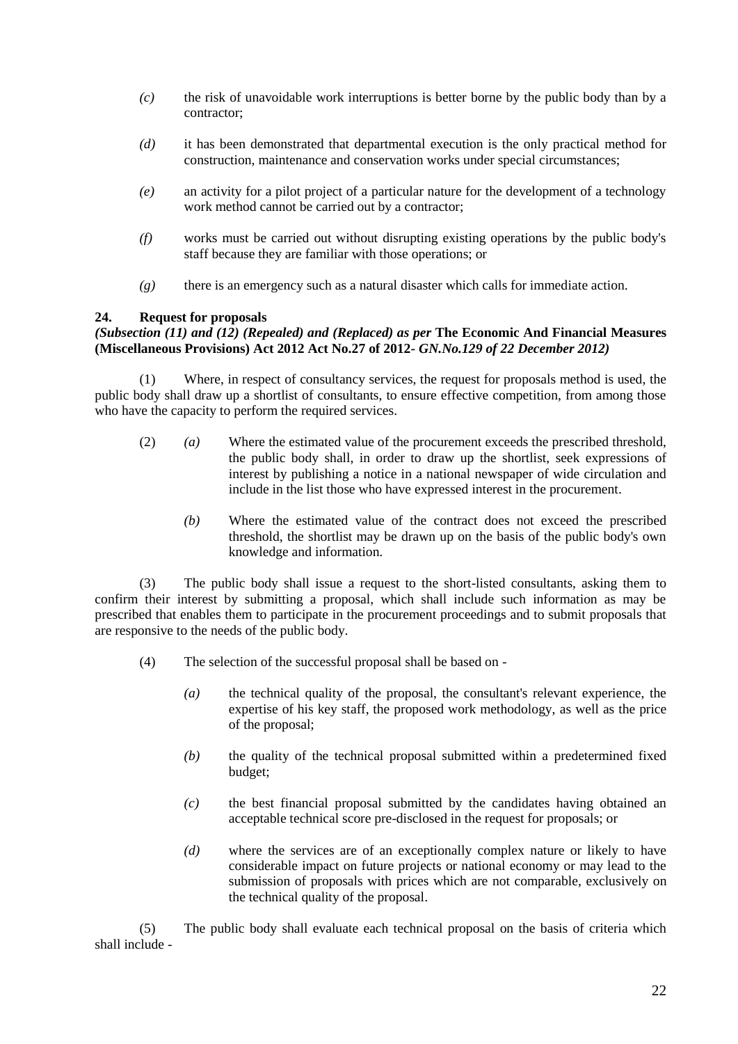*(c)* the risk of unavoidable work interruptions is better borne by the public body than by a contractor;

*(d)* it has been demonstrated that departmental execution is the only practical method for construction, maintenance and conservation works under special circumstances;

*(e)* an activity for a pilot project of a particular nature for the development of a technology work method cannot be carried out by a contractor;

*(f)* works must be carried out without disrupting existing operations by the public body's staff because they are familiar with those operations; or

*(g)* there is an emergency such as a natural disaster which calls for immediate action.

**24. Request for proposals**

***(Subsection (11) and (12) (Repealed) and (Replaced) as per* The Economic And Financial Measures (Miscellaneous Provisions) Act 2012 Act No.27 of 2012-** ***GN.No.129 of 22 December 2012)***

(1) Where, in respect of consultancy services, the request for proposals method is used, the public body shall draw up a shortlist of consultants, to ensure effective competition, from among those who have the capacity to perform the required services.

(2) *(a)* Where the estimated value of the procurement exceeds the prescribed threshold, the public body shall, in order to draw up the shortlist, seek expressions of interest by publishing a notice in a national newspaper of wide circulation and include in the list those who have expressed interest in the procurement.

*(b)* Where the estimated value of the contract does not exceed the prescribed threshold, the shortlist may be drawn up on the basis of the public body's own knowledge and information.

(3) The public body shall issue a request to the short-listed consultants, asking them to confirm their interest by submitting a proposal, which shall include such information as may be prescribed that enables them to participate in the procurement proceedings and to submit proposals that are responsive to the needs of the public body.

(4) The selection of the successful proposal shall be based on -

*(a)* the technical quality of the proposal, the consultant's relevant experience, the expertise of his key staff, the proposed work methodology, as well as the price of the proposal;

*(b)* the quality of the technical proposal submitted within a predetermined fixed budget;

*(c)* the best financial proposal submitted by the candidates having obtained an acceptable technical score pre-disclosed in the request for proposals; or

*(d)* where the services are of an exceptionally complex nature or likely to have considerable impact on future projects or national economy or may lead to the submission of proposals with prices which are not comparable, exclusively on the technical quality of the proposal.

(5) The public body shall evaluate each technical proposal on the basis of criteria which shall include -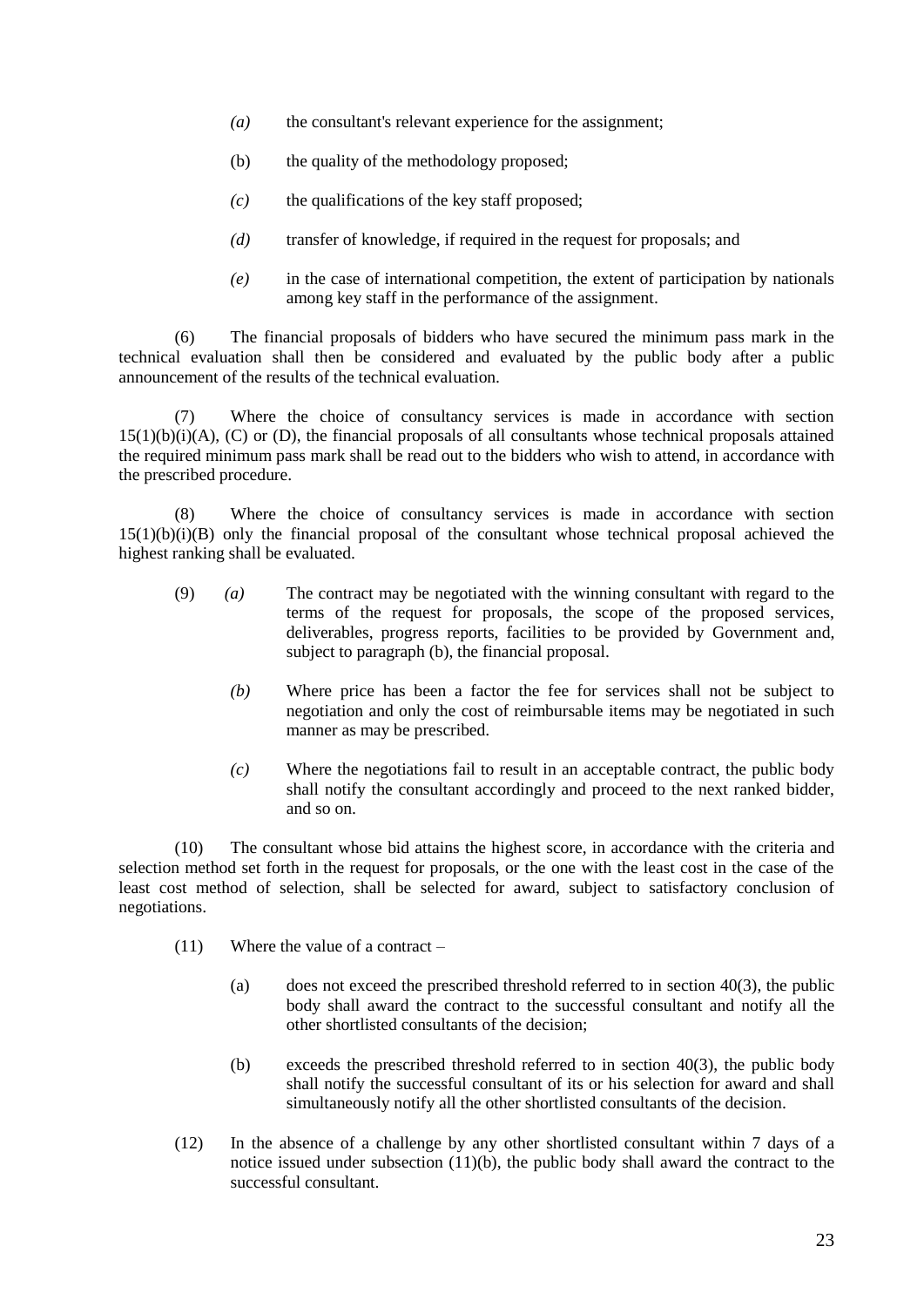- *(a)* the consultant's relevant experience for the assignment;
- (b) the quality of the methodology proposed;
- *(c)* the qualifications of the key staff proposed;
- *(d)* transfer of knowledge, if required in the request for proposals; and
- *(e)* in the case of international competition, the extent of participation by nationals among key staff in the performance of the assignment.

(6) The financial proposals of bidders who have secured the minimum pass mark in the technical evaluation shall then be considered and evaluated by the public body after a public announcement of the results of the technical evaluation.

(7) Where the choice of consultancy services is made in accordance with section 15(1)(b)(i)(A), (C) or (D), the financial proposals of all consultants whose technical proposals attained the required minimum pass mark shall be read out to the bidders who wish to attend, in accordance with the prescribed procedure.

(8) Where the choice of consultancy services is made in accordance with section 15(1)(b)(i)(B) only the financial proposal of the consultant whose technical proposal achieved the highest ranking shall be evaluated.

(9) *(a)* The contract may be negotiated with the winning consultant with regard to the terms of the request for proposals, the scope of the proposed services, deliverables, progress reports, facilities to be provided by Government and, subject to paragraph (b), the financial proposal.

*(b)* Where price has been a factor the fee for services shall not be subject to negotiation and only the cost of reimbursable items may be negotiated in such manner as may be prescribed.

*(c)* Where the negotiations fail to result in an acceptable contract, the public body shall notify the consultant accordingly and proceed to the next ranked bidder, and so on.

(10) The consultant whose bid attains the highest score, in accordance with the criteria and selection method set forth in the request for proposals, or the one with the least cost in the case of the least cost method of selection, shall be selected for award, subject to satisfactory conclusion of negotiations.

(11) Where the value of a contract –

- (a) does not exceed the prescribed threshold referred to in section 40(3), the public body shall award the contract to the successful consultant and notify all the other shortlisted consultants of the decision;
- (b) exceeds the prescribed threshold referred to in section 40(3), the public body shall notify the successful consultant of its or his selection for award and shall simultaneously notify all the other shortlisted consultants of the decision.

(12) In the absence of a challenge by any other shortlisted consultant within 7 days of a notice issued under subsection (11)(b), the public body shall award the contract to the successful consultant.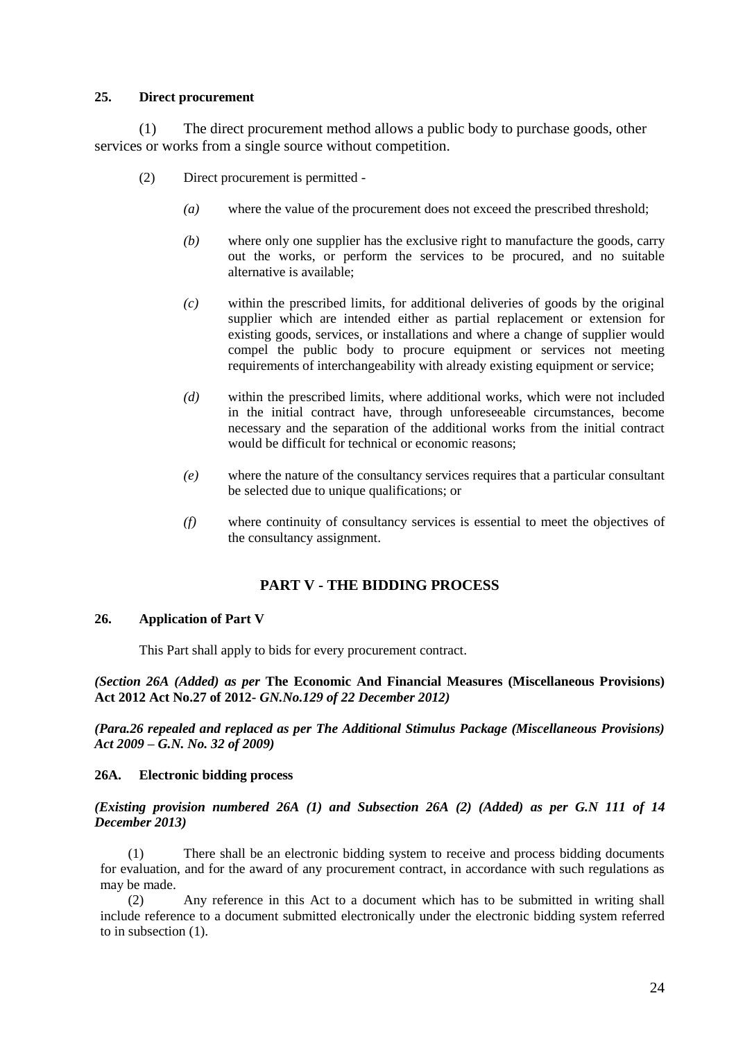**25. Direct procurement**

(1) The direct procurement method allows a public body to purchase goods, other services or works from a single source without competition.

(2) Direct procurement is permitted -

*(a)* where the value of the procurement does not exceed the prescribed threshold;

*(b)* where only one supplier has the exclusive right to manufacture the goods, carry out the works, or perform the services to be procured, and no suitable alternative is available;

*(c)* within the prescribed limits, for additional deliveries of goods by the original supplier which are intended either as partial replacement or extension for existing goods, services, or installations and where a change of supplier would compel the public body to procure equipment or services not meeting requirements of interchangeability with already existing equipment or service;

*(d)* within the prescribed limits, where additional works, which were not included in the initial contract have, through unforeseeable circumstances, become necessary and the separation of the additional works from the initial contract would be difficult for technical or economic reasons;

*(e)* where the nature of the consultancy services requires that a particular consultant be selected due to unique qualifications; or

*(f)* where continuity of consultancy services is essential to meet the objectives of the consultancy assignment.

## PART V - THE BIDDING PROCESS

**26. Application of Part V**

This Part shall apply to bids for every procurement contract.

***(Section 26A (Added) as per* The Economic And Financial Measures (Miscellaneous Provisions) Act 2012 Act No.27 of 2012- *GN.No.129 of 22 December 2012)***

***(Para.26 repealed and replaced as per The Additional Stimulus Package (Miscellaneous Provisions) Act 2009 – G.N. No. 32 of 2009)***

**26A. Electronic bidding process**

***(Existing provision numbered 26A (1) and Subsection 26A (2) (Added) as per G.N 111 of 14 December 2013)***

(1) There shall be an electronic bidding system to receive and process bidding documents for evaluation, and for the award of any procurement contract, in accordance with such regulations as may be made.

(2) Any reference in this Act to a document which has to be submitted in writing shall include reference to a document submitted electronically under the electronic bidding system referred to in subsection (1).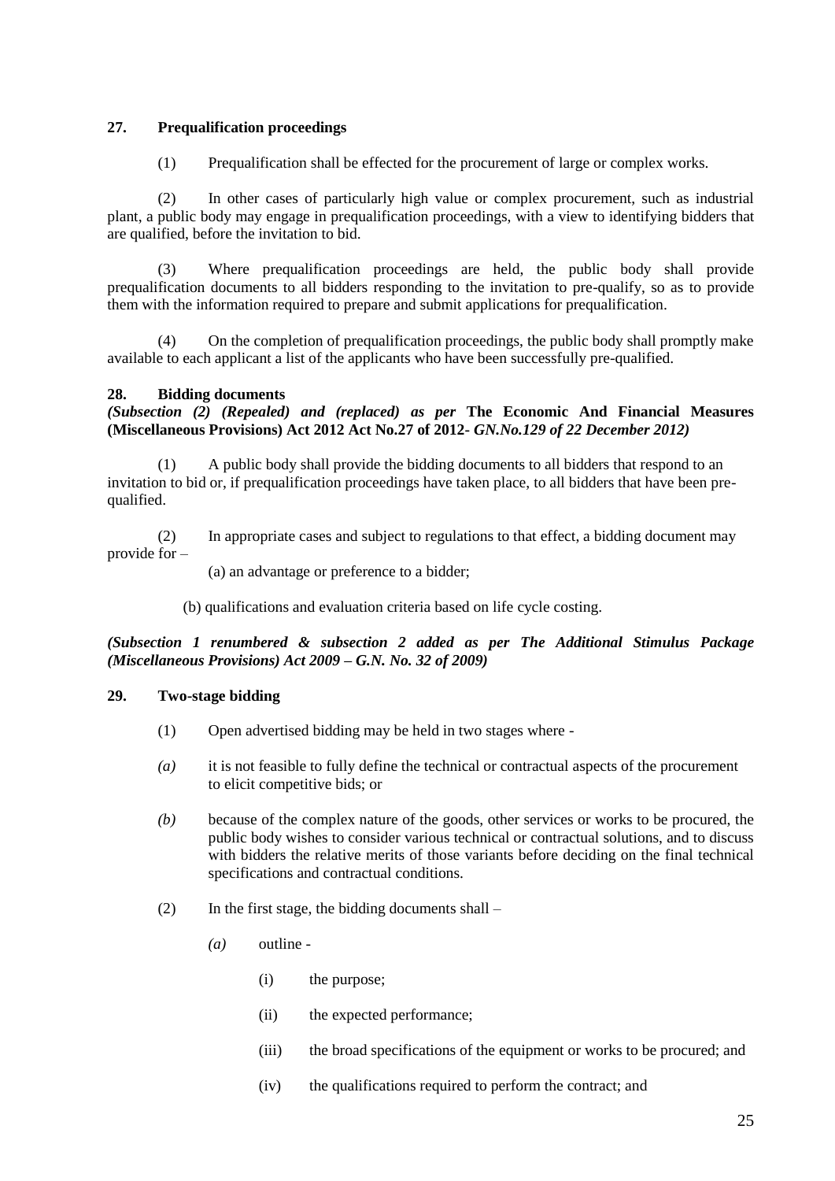**27. Prequalification proceedings**

(1) Prequalification shall be effected for the procurement of large or complex works.

(2) In other cases of particularly high value or complex procurement, such as industrial plant, a public body may engage in prequalification proceedings, with a view to identifying bidders that are qualified, before the invitation to bid.

(3) Where prequalification proceedings are held, the public body shall provide prequalification documents to all bidders responding to the invitation to pre-qualify, so as to provide them with the information required to prepare and submit applications for prequalification.

(4) On the completion of prequalification proceedings, the public body shall promptly make available to each applicant a list of the applicants who have been successfully pre-qualified.

**28. Bidding documents**

***(Subsection (2) (Repealed) and (replaced) as per* The Economic And Financial Measures (Miscellaneous Provisions) Act 2012 Act No.27 of 2012- *GN.No.129 of 22 December 2012)***

(1) A public body shall provide the bidding documents to all bidders that respond to an invitation to bid or, if prequalification proceedings have taken place, to all bidders that have been pre-qualified.

(2) In appropriate cases and subject to regulations to that effect, a bidding document may provide for –

(a) an advantage or preference to a bidder;

(b) qualifications and evaluation criteria based on life cycle costing.

***(Subsection 1 renumbered & subsection 2 added as per The Additional Stimulus Package (Miscellaneous Provisions) Act 2009 – G.N. No. 32 of 2009)***

**29. Two-stage bidding**

(1) Open advertised bidding may be held in two stages where -

*(a)* it is not feasible to fully define the technical or contractual aspects of the procurement to elicit competitive bids; or

*(b)* because of the complex nature of the goods, other services or works to be procured, the public body wishes to consider various technical or contractual solutions, and to discuss with bidders the relative merits of those variants before deciding on the final technical specifications and contractual conditions.

(2) In the first stage, the bidding documents shall –

*(a)* outline -

(i) the purpose;

(ii) the expected performance;

(iii) the broad specifications of the equipment or works to be procured; and

(iv) the qualifications required to perform the contract; and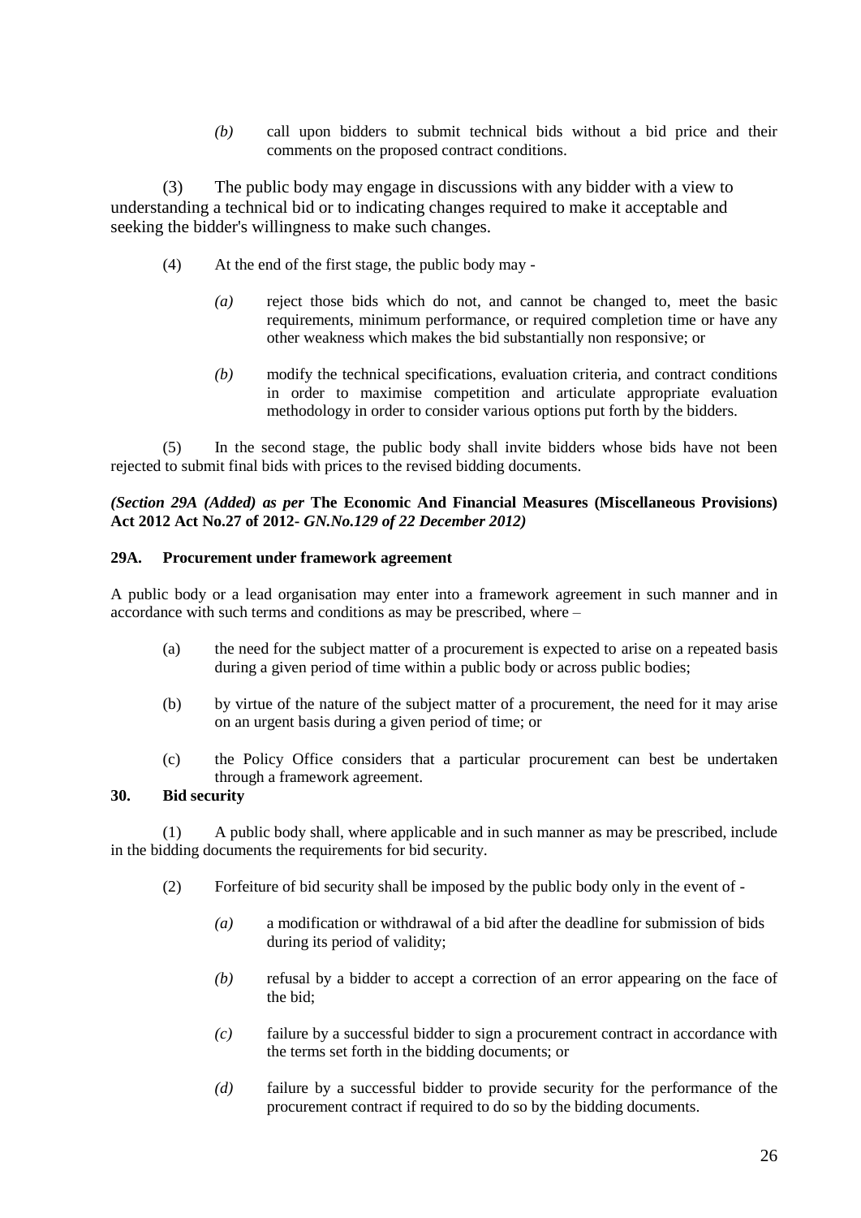*(b)* call upon bidders to submit technical bids without a bid price and their comments on the proposed contract conditions.

(3) The public body may engage in discussions with any bidder with a view to understanding a technical bid or to indicating changes required to make it acceptable and seeking the bidder's willingness to make such changes.

(4) At the end of the first stage, the public body may -

*(a)* reject those bids which do not, and cannot be changed to, meet the basic requirements, minimum performance, or required completion time or have any other weakness which makes the bid substantially non responsive; or

*(b)* modify the technical specifications, evaluation criteria, and contract conditions in order to maximise competition and articulate appropriate evaluation methodology in order to consider various options put forth by the bidders.

(5) In the second stage, the public body shall invite bidders whose bids have not been rejected to submit final bids with prices to the revised bidding documents.

***(Section 29A (Added) as per* The Economic And Financial Measures (Miscellaneous Provisions) Act 2012 Act No.27 of 2012-** ***GN.No.129 of 22 December 2012)***

**29A. Procurement under framework agreement**

A public body or a lead organisation may enter into a framework agreement in such manner and in accordance with such terms and conditions as may be prescribed, where –

(a) the need for the subject matter of a procurement is expected to arise on a repeated basis during a given period of time within a public body or across public bodies;

(b) by virtue of the nature of the subject matter of a procurement, the need for it may arise on an urgent basis during a given period of time; or

(c) the Policy Office considers that a particular procurement can best be undertaken through a framework agreement.

**30. Bid security**

(1) A public body shall, where applicable and in such manner as may be prescribed, include in the bidding documents the requirements for bid security.

(2) Forfeiture of bid security shall be imposed by the public body only in the event of -

*(a)* a modification or withdrawal of a bid after the deadline for submission of bids during its period of validity;

*(b)* refusal by a bidder to accept a correction of an error appearing on the face of the bid;

*(c)* failure by a successful bidder to sign a procurement contract in accordance with the terms set forth in the bidding documents; or

*(d)* failure by a successful bidder to provide security for the performance of the procurement contract if required to do so by the bidding documents.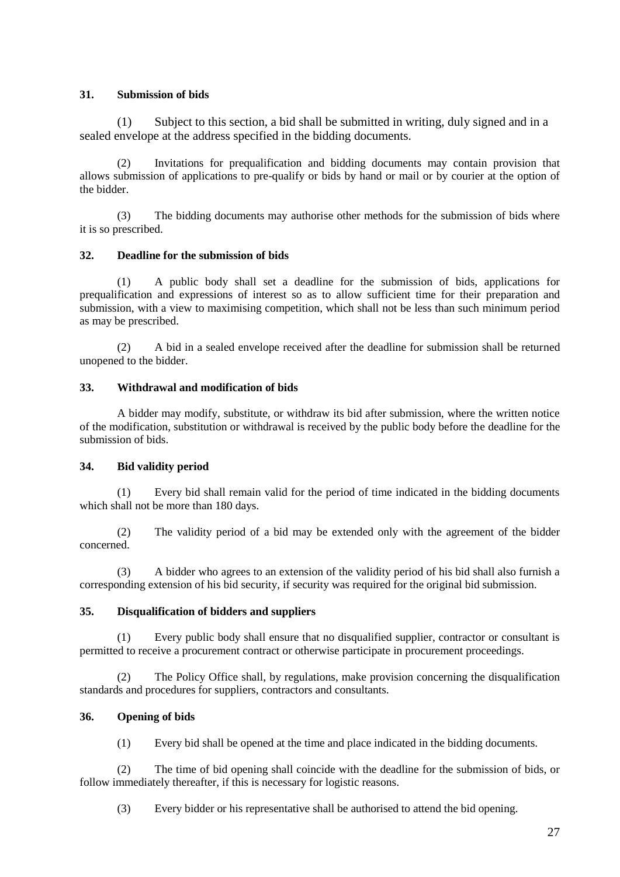**31. Submission of bids**

(1) Subject to this section, a bid shall be submitted in writing, duly signed and in a sealed envelope at the address specified in the bidding documents.

(2) Invitations for prequalification and bidding documents may contain provision that allows submission of applications to pre-qualify or bids by hand or mail or by courier at the option of the bidder.

(3) The bidding documents may authorise other methods for the submission of bids where it is so prescribed.

**32. Deadline for the submission of bids**

(1) A public body shall set a deadline for the submission of bids, applications for prequalification and expressions of interest so as to allow sufficient time for their preparation and submission, with a view to maximising competition, which shall not be less than such minimum period as may be prescribed.

(2) A bid in a sealed envelope received after the deadline for submission shall be returned unopened to the bidder.

**33. Withdrawal and modification of bids**

A bidder may modify, substitute, or withdraw its bid after submission, where the written notice of the modification, substitution or withdrawal is received by the public body before the deadline for the submission of bids.

**34. Bid validity period**

(1) Every bid shall remain valid for the period of time indicated in the bidding documents which shall not be more than 180 days.

(2) The validity period of a bid may be extended only with the agreement of the bidder concerned.

(3) A bidder who agrees to an extension of the validity period of his bid shall also furnish a corresponding extension of his bid security, if security was required for the original bid submission.

**35. Disqualification of bidders and suppliers**

(1) Every public body shall ensure that no disqualified supplier, contractor or consultant is permitted to receive a procurement contract or otherwise participate in procurement proceedings.

(2) The Policy Office shall, by regulations, make provision concerning the disqualification standards and procedures for suppliers, contractors and consultants.

**36. Opening of bids**

(1) Every bid shall be opened at the time and place indicated in the bidding documents.

(2) The time of bid opening shall coincide with the deadline for the submission of bids, or follow immediately thereafter, if this is necessary for logistic reasons.

(3) Every bidder or his representative shall be authorised to attend the bid opening.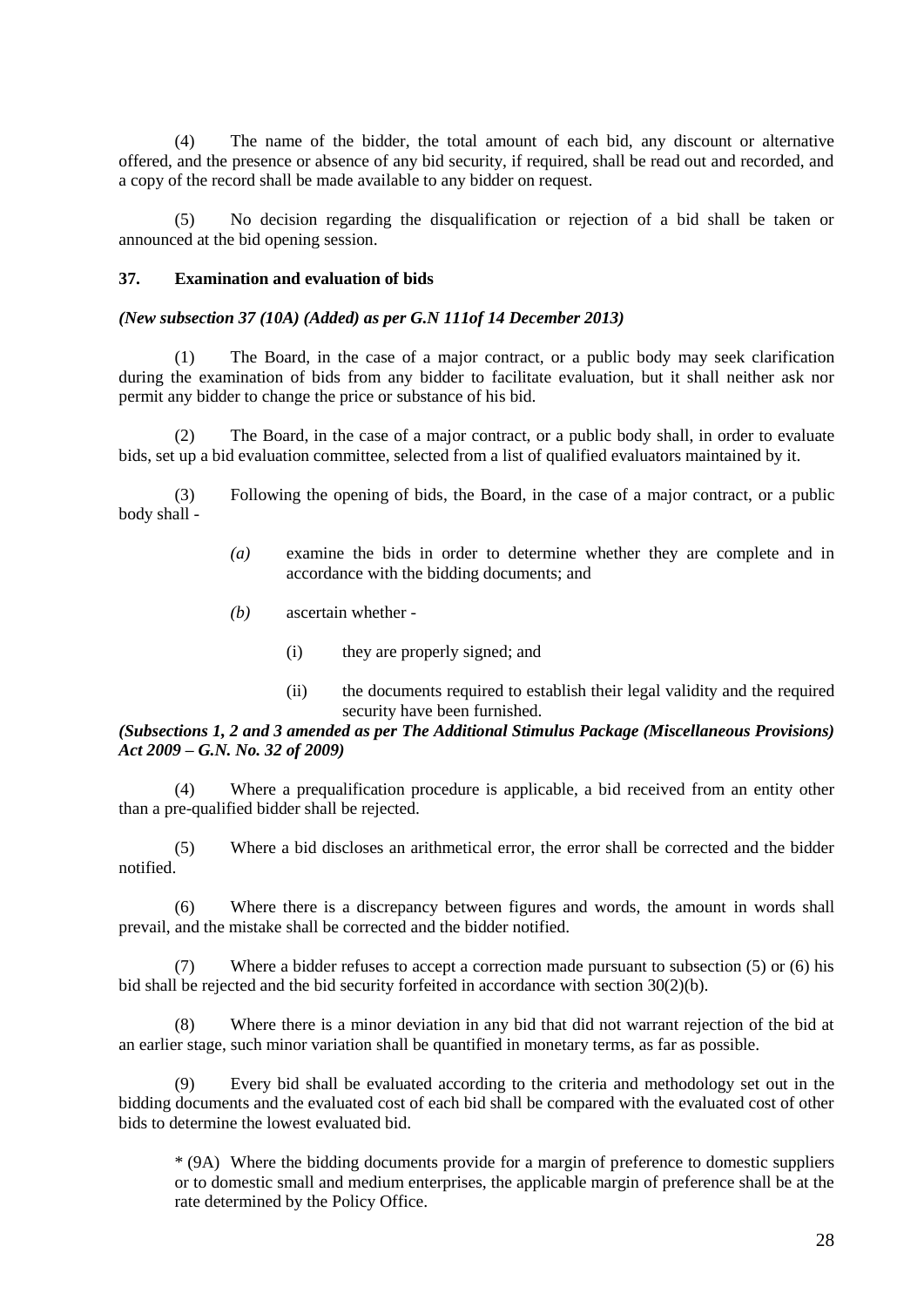(4) The name of the bidder, the total amount of each bid, any discount or alternative offered, and the presence or absence of any bid security, if required, shall be read out and recorded, and a copy of the record shall be made available to any bidder on request.

(5) No decision regarding the disqualification or rejection of a bid shall be taken or announced at the bid opening session.

**37. Examination and evaluation of bids**

***(New subsection 37 (10A) (Added) as per G.N 111of 14 December 2013)***

(1) The Board, in the case of a major contract, or a public body may seek clarification during the examination of bids from any bidder to facilitate evaluation, but it shall neither ask nor permit any bidder to change the price or substance of his bid.

(2) The Board, in the case of a major contract, or a public body shall, in order to evaluate bids, set up a bid evaluation committee, selected from a list of qualified evaluators maintained by it.

(3) Following the opening of bids, the Board, in the case of a major contract, or a public body shall -

> *(a)* examine the bids in order to determine whether they are complete and in accordance with the bidding documents; and
>
> *(b)* ascertain whether -
>
> > (i) they are properly signed; and
> >
> > (ii) the documents required to establish their legal validity and the required security have been furnished.

***(Subsections 1, 2 and 3 amended as per The Additional Stimulus Package (Miscellaneous Provisions) Act 2009 – G.N. No. 32 of 2009)***

(4) Where a prequalification procedure is applicable, a bid received from an entity other than a pre-qualified bidder shall be rejected.

(5) Where a bid discloses an arithmetical error, the error shall be corrected and the bidder notified.

(6) Where there is a discrepancy between figures and words, the amount in words shall prevail, and the mistake shall be corrected and the bidder notified.

(7) Where a bidder refuses to accept a correction made pursuant to subsection (5) or (6) his bid shall be rejected and the bid security forfeited in accordance with section 30(2)(b).

(8) Where there is a minor deviation in any bid that did not warrant rejection of the bid at an earlier stage, such minor variation shall be quantified in monetary terms, as far as possible.

(9) Every bid shall be evaluated according to the criteria and methodology set out in the bidding documents and the evaluated cost of each bid shall be compared with the evaluated cost of other bids to determine the lowest evaluated bid.

> * (9A) Where the bidding documents provide for a margin of preference to domestic suppliers or to domestic small and medium enterprises, the applicable margin of preference shall be at the rate determined by the Policy Office.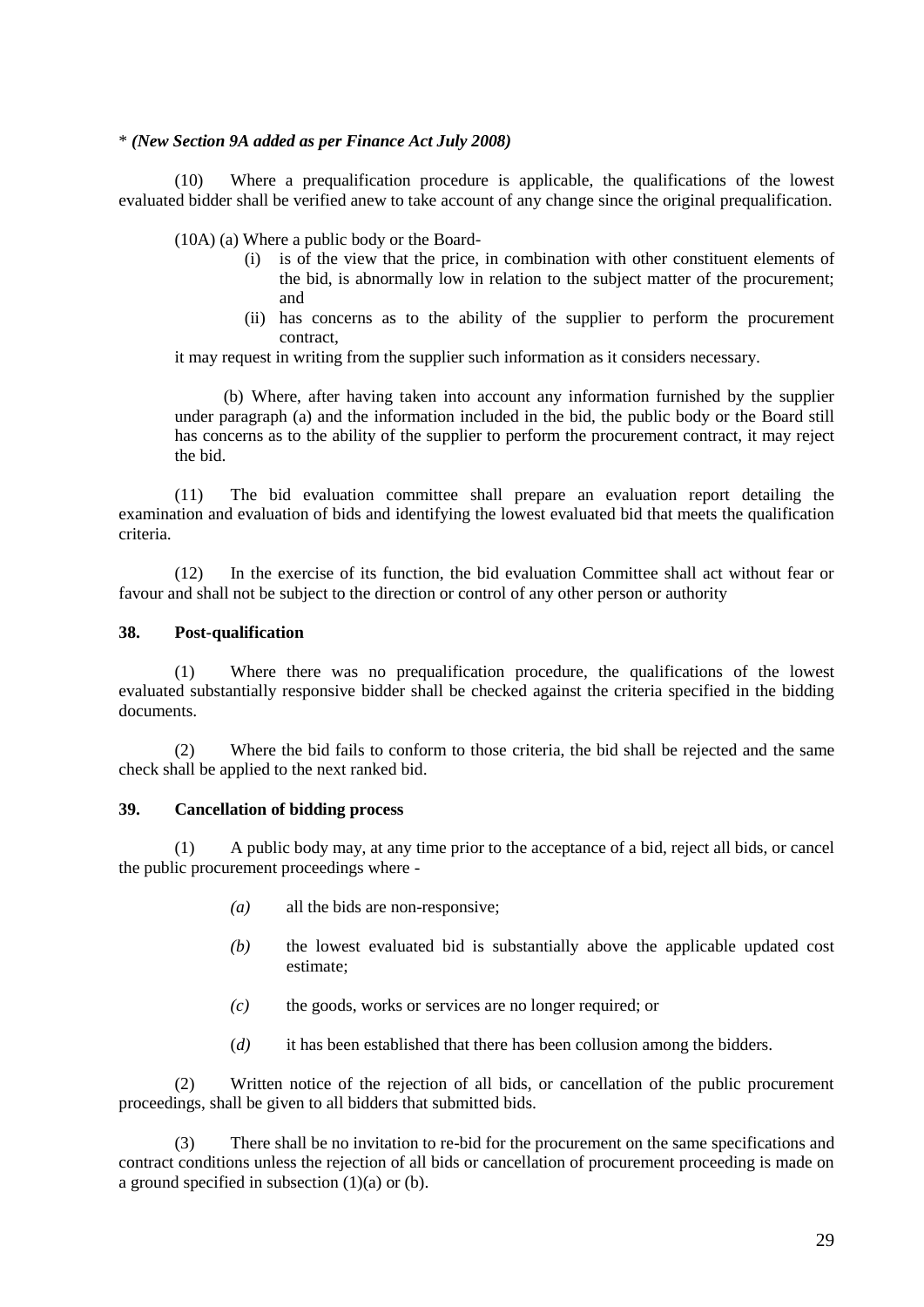\* *(New Section 9A added as per Finance Act July 2008)*

(10) Where a prequalification procedure is applicable, the qualifications of the lowest evaluated bidder shall be verified anew to take account of any change since the original prequalification.

(10A) (a) Where a public body or the Board-

- (i) is of the view that the price, in combination with other constituent elements of the bid, is abnormally low in relation to the subject matter of the procurement; and
- (ii) has concerns as to the ability of the supplier to perform the procurement contract,

it may request in writing from the supplier such information as it considers necessary.

(b) Where, after having taken into account any information furnished by the supplier under paragraph (a) and the information included in the bid, the public body or the Board still has concerns as to the ability of the supplier to perform the procurement contract, it may reject the bid.

(11) The bid evaluation committee shall prepare an evaluation report detailing the examination and evaluation of bids and identifying the lowest evaluated bid that meets the qualification criteria.

(12) In the exercise of its function, the bid evaluation Committee shall act without fear or favour and shall not be subject to the direction or control of any other person or authority

**38. Post-qualification**

(1) Where there was no prequalification procedure, the qualifications of the lowest evaluated substantially responsive bidder shall be checked against the criteria specified in the bidding documents.

(2) Where the bid fails to conform to those criteria, the bid shall be rejected and the same check shall be applied to the next ranked bid.

**39. Cancellation of bidding process**

(1) A public body may, at any time prior to the acceptance of a bid, reject all bids, or cancel the public procurement proceedings where -

- *(a)* all the bids are non-responsive;
- *(b)* the lowest evaluated bid is substantially above the applicable updated cost estimate;
- *(c)* the goods, works or services are no longer required; or
- (*d)* it has been established that there has been collusion among the bidders.

(2) Written notice of the rejection of all bids, or cancellation of the public procurement proceedings, shall be given to all bidders that submitted bids.

(3) There shall be no invitation to re-bid for the procurement on the same specifications and contract conditions unless the rejection of all bids or cancellation of procurement proceeding is made on a ground specified in subsection (1)(a) or (b).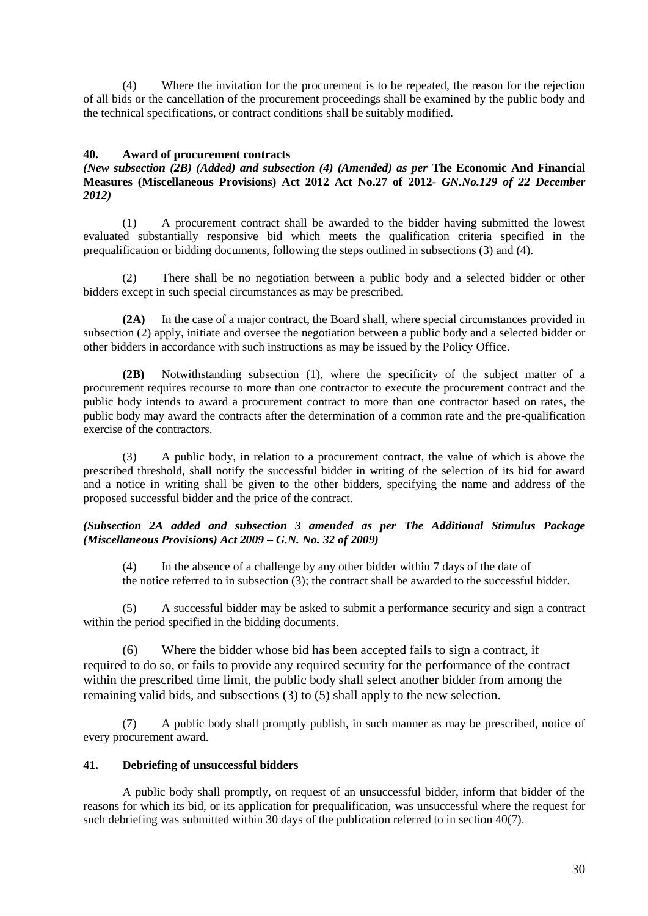(4) Where the invitation for the procurement is to be repeated, the reason for the rejection of all bids or the cancellation of the procurement proceedings shall be examined by the public body and the technical specifications, or contract conditions shall be suitably modified.

### 40. Award of procurement contracts

***(New subsection (2B) (Added) and subsection (4) (Amended) as per* The Economic And Financial Measures (Miscellaneous Provisions) Act 2012 Act No.27 of 2012- *GN.No.129 of 22 December 2012)***

(1) A procurement contract shall be awarded to the bidder having submitted the lowest evaluated substantially responsive bid which meets the qualification criteria specified in the prequalification or bidding documents, following the steps outlined in subsections (3) and (4).

(2) There shall be no negotiation between a public body and a selected bidder or other bidders except in such special circumstances as may be prescribed.

**(2A)** In the case of a major contract, the Board shall, where special circumstances provided in subsection (2) apply, initiate and oversee the negotiation between a public body and a selected bidder or other bidders in accordance with such instructions as may be issued by the Policy Office.

**(2B)** Notwithstanding subsection (1), where the specificity of the subject matter of a procurement requires recourse to more than one contractor to execute the procurement contract and the public body intends to award a procurement contract to more than one contractor based on rates, the public body may award the contracts after the determination of a common rate and the pre-qualification exercise of the contractors.

(3) A public body, in relation to a procurement contract, the value of which is above the prescribed threshold, shall notify the successful bidder in writing of the selection of its bid for award and a notice in writing shall be given to the other bidders, specifying the name and address of the proposed successful bidder and the price of the contract.

***(Subsection 2A added and subsection 3 amended as per The Additional Stimulus Package (Miscellaneous Provisions) Act 2009 – G.N. No. 32 of 2009)***

(4) In the absence of a challenge by any other bidder within 7 days of the date of the notice referred to in subsection (3); the contract shall be awarded to the successful bidder.

(5) A successful bidder may be asked to submit a performance security and sign a contract within the period specified in the bidding documents.

(6) Where the bidder whose bid has been accepted fails to sign a contract, if required to do so, or fails to provide any required security for the performance of the contract within the prescribed time limit, the public body shall select another bidder from among the remaining valid bids, and subsections (3) to (5) shall apply to the new selection.

(7) A public body shall promptly publish, in such manner as may be prescribed, notice of every procurement award.

### 41. Debriefing of unsuccessful bidders

A public body shall promptly, on request of an unsuccessful bidder, inform that bidder of the reasons for which its bid, or its application for prequalification, was unsuccessful where the request for such debriefing was submitted within 30 days of the publication referred to in section 40(7).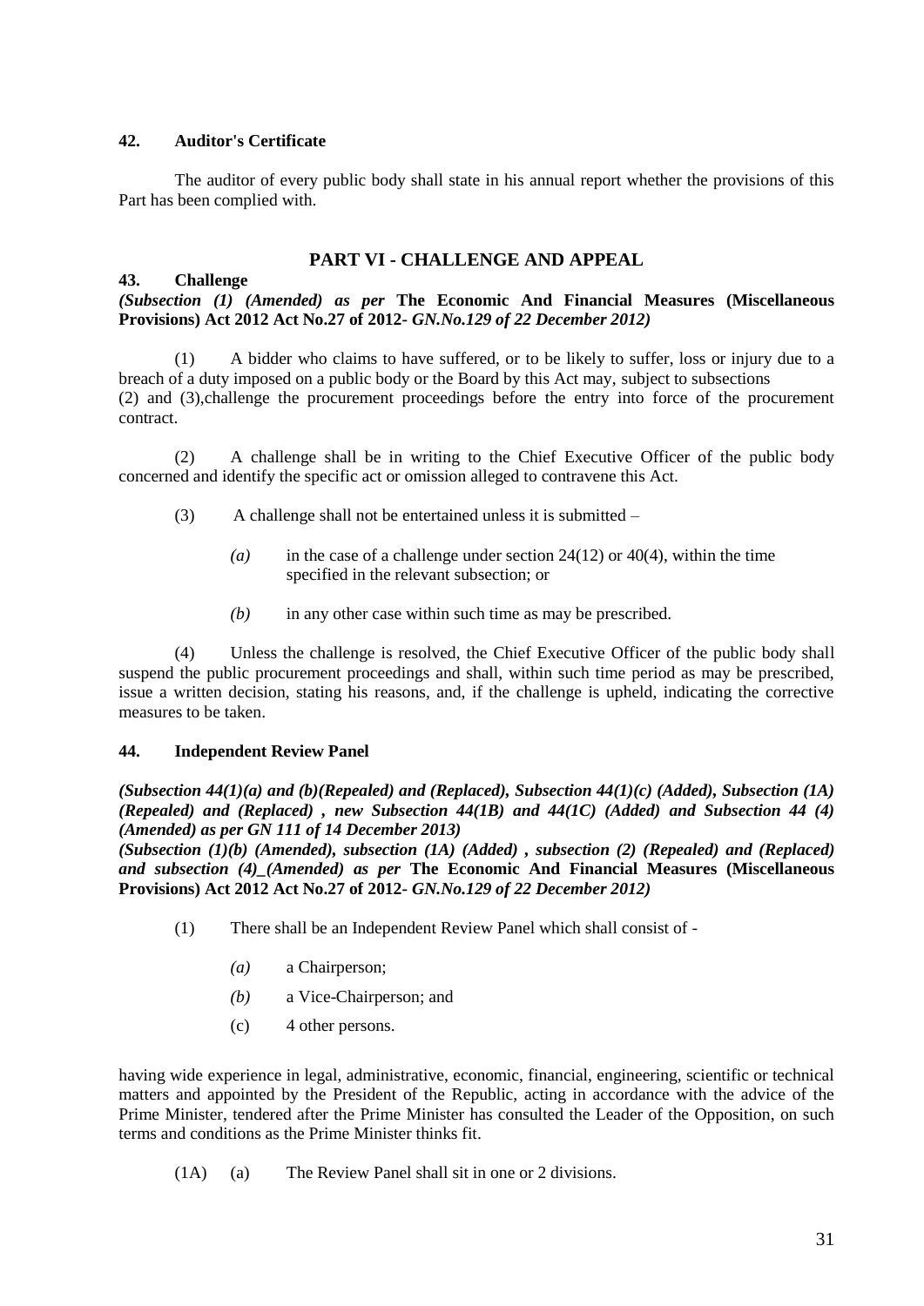**42. Auditor's Certificate**

The auditor of every public body shall state in his annual report whether the provisions of this Part has been complied with.

## PART VI - CHALLENGE AND APPEAL

**43. Challenge**

***(Subsection (1) (Amended) as per* The Economic And Financial Measures (Miscellaneous Provisions) Act 2012 Act No.27 of 2012-** ***GN.No.129 of 22 December 2012)***

(1) A bidder who claims to have suffered, or to be likely to suffer, loss or injury due to a breach of a duty imposed on a public body or the Board by this Act may, subject to subsections (2) and (3),challenge the procurement proceedings before the entry into force of the procurement contract.

(2) A challenge shall be in writing to the Chief Executive Officer of the public body concerned and identify the specific act or omission alleged to contravene this Act.

(3) A challenge shall not be entertained unless it is submitted –

*(a)* in the case of a challenge under section 24(12) or 40(4), within the time specified in the relevant subsection; or

*(b)* in any other case within such time as may be prescribed.

(4) Unless the challenge is resolved, the Chief Executive Officer of the public body shall suspend the public procurement proceedings and shall, within such time period as may be prescribed, issue a written decision, stating his reasons, and, if the challenge is upheld, indicating the corrective measures to be taken.

**44. Independent Review Panel**

***(Subsection 44(1)(a) and (b)(Repealed) and (Replaced), Subsection 44(1)(c) (Added), Subsection (1A) (Repealed) and (Replaced) , new Subsection 44(1B) and 44(1C) (Added) and Subsection 44 (4) (Amended) as per GN 111 of 14 December 2013)***

***(Subsection (1)(b) (Amended), subsection (1A) (Added) , subsection (2) (Repealed) and (Replaced) and subsection (4)_(Amended) as per* The Economic And Financial Measures (Miscellaneous Provisions) Act 2012 Act No.27 of 2012-** ***GN.No.129 of 22 December 2012)***

(1) There shall be an Independent Review Panel which shall consist of -

*(a)* a Chairperson;

*(b)* a Vice-Chairperson; and

(c) 4 other persons.

having wide experience in legal, administrative, economic, financial, engineering, scientific or technical matters and appointed by the President of the Republic, acting in accordance with the advice of the Prime Minister, tendered after the Prime Minister has consulted the Leader of the Opposition, on such terms and conditions as the Prime Minister thinks fit.

(1A) (a) The Review Panel shall sit in one or 2 divisions.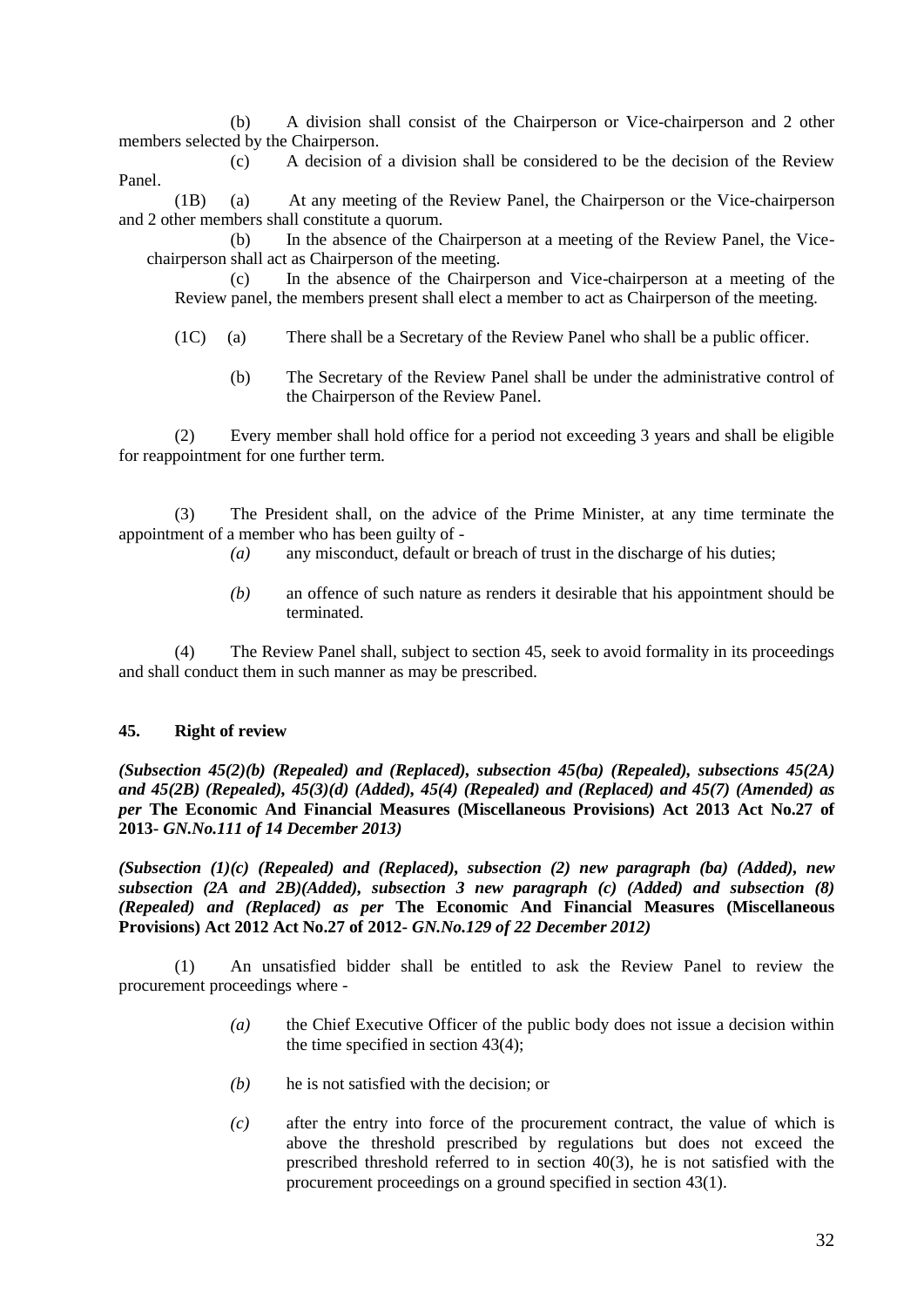(b) A division shall consist of the Chairperson or Vice-chairperson and 2 other members selected by the Chairperson.

(c) A decision of a division shall be considered to be the decision of the Review Panel.

(1B) (a) At any meeting of the Review Panel, the Chairperson or the Vice-chairperson and 2 other members shall constitute a quorum.

(b) In the absence of the Chairperson at a meeting of the Review Panel, the Vice-chairperson shall act as Chairperson of the meeting.

(c) In the absence of the Chairperson and Vice-chairperson at a meeting of the Review panel, the members present shall elect a member to act as Chairperson of the meeting.

(1C) (a) There shall be a Secretary of the Review Panel who shall be a public officer.

(b) The Secretary of the Review Panel shall be under the administrative control of the Chairperson of the Review Panel.

(2) Every member shall hold office for a period not exceeding 3 years and shall be eligible for reappointment for one further term.

(3) The President shall, on the advice of the Prime Minister, at any time terminate the appointment of a member who has been guilty of -

*(a)* any misconduct, default or breach of trust in the discharge of his duties;

*(b)* an offence of such nature as renders it desirable that his appointment should be terminated.

(4) The Review Panel shall, subject to section 45, seek to avoid formality in its proceedings and shall conduct them in such manner as may be prescribed.

**45. Right of review**

***(Subsection 45(2)(b) (Repealed) and (Replaced), subsection 45(ba) (Repealed), subsections 45(2A) and 45(2B) (Repealed), 45(3)(d) (Added), 45(4) (Repealed) and (Replaced) and 45(7) (Amended) as per*** **The Economic And Financial Measures (Miscellaneous Provisions) Act 2013 Act No.27 of 2013-** ***GN.No.111 of 14 December 2013)***

***(Subsection (1)(c) (Repealed) and (Replaced), subsection (2) new paragraph (ba) (Added), new subsection (2A and 2B)(Added), subsection 3 new paragraph (c) (Added) and subsection (8) (Repealed) and (Replaced) as per*** **The Economic And Financial Measures (Miscellaneous Provisions) Act 2012 Act No.27 of 2012-** ***GN.No.129 of 22 December 2012)***

(1) An unsatisfied bidder shall be entitled to ask the Review Panel to review the procurement proceedings where -

*(a)* the Chief Executive Officer of the public body does not issue a decision within the time specified in section 43(4);

*(b)* he is not satisfied with the decision; or

*(c)* after the entry into force of the procurement contract, the value of which is above the threshold prescribed by regulations but does not exceed the prescribed threshold referred to in section 40(3), he is not satisfied with the procurement proceedings on a ground specified in section 43(1).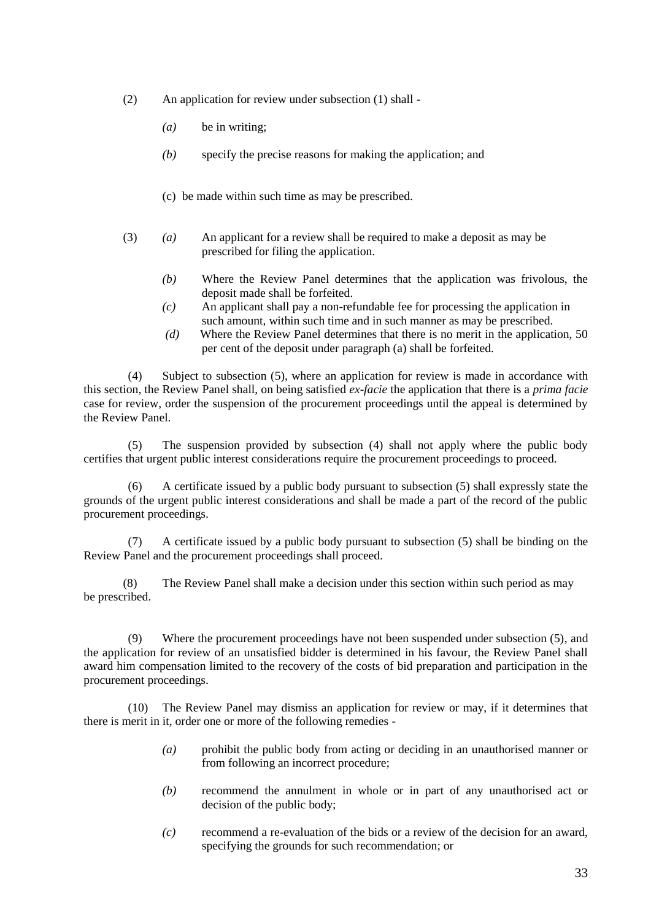(2) An application for review under subsection (1) shall -

*(a)* be in writing;

*(b)* specify the precise reasons for making the application; and

(c) be made within such time as may be prescribed.

(3) *(a)* An applicant for a review shall be required to make a deposit as may be prescribed for filing the application.

*(b)* Where the Review Panel determines that the application was frivolous, the deposit made shall be forfeited.

*(c)* An applicant shall pay a non-refundable fee for processing the application in such amount, within such time and in such manner as may be prescribed.

*(d)* Where the Review Panel determines that there is no merit in the application, 50 per cent of the deposit under paragraph (a) shall be forfeited.

(4) Subject to subsection (5), where an application for review is made in accordance with this section, the Review Panel shall, on being satisfied *ex-facie* the application that there is a *prima facie* case for review, order the suspension of the procurement proceedings until the appeal is determined by the Review Panel.

(5) The suspension provided by subsection (4) shall not apply where the public body certifies that urgent public interest considerations require the procurement proceedings to proceed.

(6) A certificate issued by a public body pursuant to subsection (5) shall expressly state the grounds of the urgent public interest considerations and shall be made a part of the record of the public procurement proceedings.

(7) A certificate issued by a public body pursuant to subsection (5) shall be binding on the Review Panel and the procurement proceedings shall proceed.

(8) The Review Panel shall make a decision under this section within such period as may be prescribed.

(9) Where the procurement proceedings have not been suspended under subsection (5), and the application for review of an unsatisfied bidder is determined in his favour, the Review Panel shall award him compensation limited to the recovery of the costs of bid preparation and participation in the procurement proceedings.

(10) The Review Panel may dismiss an application for review or may, if it determines that there is merit in it, order one or more of the following remedies -

*(a)* prohibit the public body from acting or deciding in an unauthorised manner or from following an incorrect procedure;

*(b)* recommend the annulment in whole or in part of any unauthorised act or decision of the public body;

*(c)* recommend a re-evaluation of the bids or a review of the decision for an award, specifying the grounds for such recommendation; or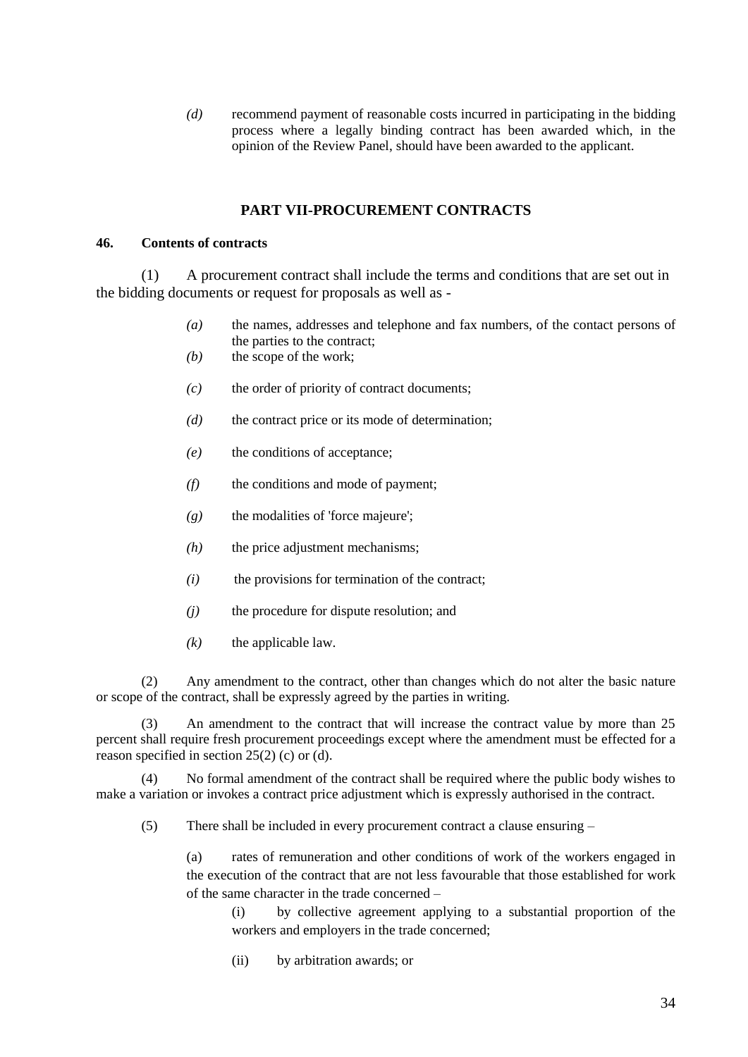*(d)* recommend payment of reasonable costs incurred in participating in the bidding process where a legally binding contract has been awarded which, in the opinion of the Review Panel, should have been awarded to the applicant.

## PART VII-PROCUREMENT CONTRACTS

### 46. Contents of contracts

(1) A procurement contract shall include the terms and conditions that are set out in the bidding documents or request for proposals as well as -

*(a)* the names, addresses and telephone and fax numbers, of the contact persons of the parties to the contract;

*(b)* the scope of the work;

*(c)* the order of priority of contract documents;

*(d)* the contract price or its mode of determination;

*(e)* the conditions of acceptance;

*(f)* the conditions and mode of payment;

*(g)* the modalities of 'force majeure';

*(h)* the price adjustment mechanisms;

*(i)* the provisions for termination of the contract;

*(j)* the procedure for dispute resolution; and

*(k)* the applicable law.

(2) Any amendment to the contract, other than changes which do not alter the basic nature or scope of the contract, shall be expressly agreed by the parties in writing.

(3) An amendment to the contract that will increase the contract value by more than 25 percent shall require fresh procurement proceedings except where the amendment must be effected for a reason specified in section 25(2) (c) or (d).

(4) No formal amendment of the contract shall be required where the public body wishes to make a variation or invokes a contract price adjustment which is expressly authorised in the contract.

(5) There shall be included in every procurement contract a clause ensuring –

(a) rates of remuneration and other conditions of work of the workers engaged in the execution of the contract that are not less favourable that those established for work of the same character in the trade concerned –

(i) by collective agreement applying to a substantial proportion of the workers and employers in the trade concerned;

(ii) by arbitration awards; or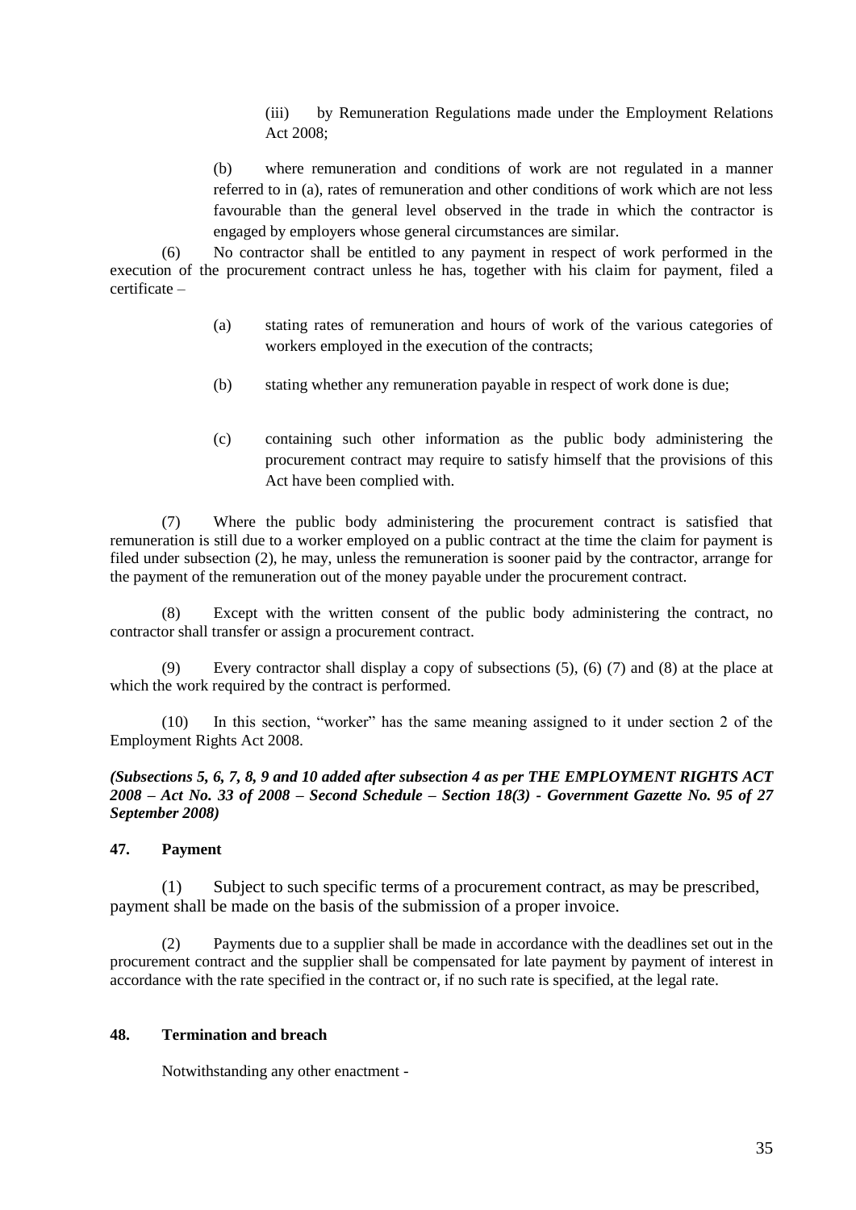(iii) by Remuneration Regulations made under the Employment Relations Act 2008;

(b) where remuneration and conditions of work are not regulated in a manner referred to in (a), rates of remuneration and other conditions of work which are not less favourable than the general level observed in the trade in which the contractor is engaged by employers whose general circumstances are similar.

(6) No contractor shall be entitled to any payment in respect of work performed in the execution of the procurement contract unless he has, together with his claim for payment, filed a certificate –

(a) stating rates of remuneration and hours of work of the various categories of workers employed in the execution of the contracts;

(b) stating whether any remuneration payable in respect of work done is due;

(c) containing such other information as the public body administering the procurement contract may require to satisfy himself that the provisions of this Act have been complied with.

(7) Where the public body administering the procurement contract is satisfied that remuneration is still due to a worker employed on a public contract at the time the claim for payment is filed under subsection (2), he may, unless the remuneration is sooner paid by the contractor, arrange for the payment of the remuneration out of the money payable under the procurement contract.

(8) Except with the written consent of the public body administering the contract, no contractor shall transfer or assign a procurement contract.

(9) Every contractor shall display a copy of subsections (5), (6) (7) and (8) at the place at which the work required by the contract is performed.

(10) In this section, "worker" has the same meaning assigned to it under section 2 of the Employment Rights Act 2008.

***(Subsections 5, 6, 7, 8, 9 and 10 added after subsection 4 as per THE EMPLOYMENT RIGHTS ACT 2008 – Act No. 33 of 2008 – Second Schedule – Section 18(3) - Government Gazette No. 95 of 27 September 2008)***

**47. Payment**

(1) Subject to such specific terms of a procurement contract, as may be prescribed, payment shall be made on the basis of the submission of a proper invoice.

(2) Payments due to a supplier shall be made in accordance with the deadlines set out in the procurement contract and the supplier shall be compensated for late payment by payment of interest in accordance with the rate specified in the contract or, if no such rate is specified, at the legal rate.

**48. Termination and breach**

Notwithstanding any other enactment -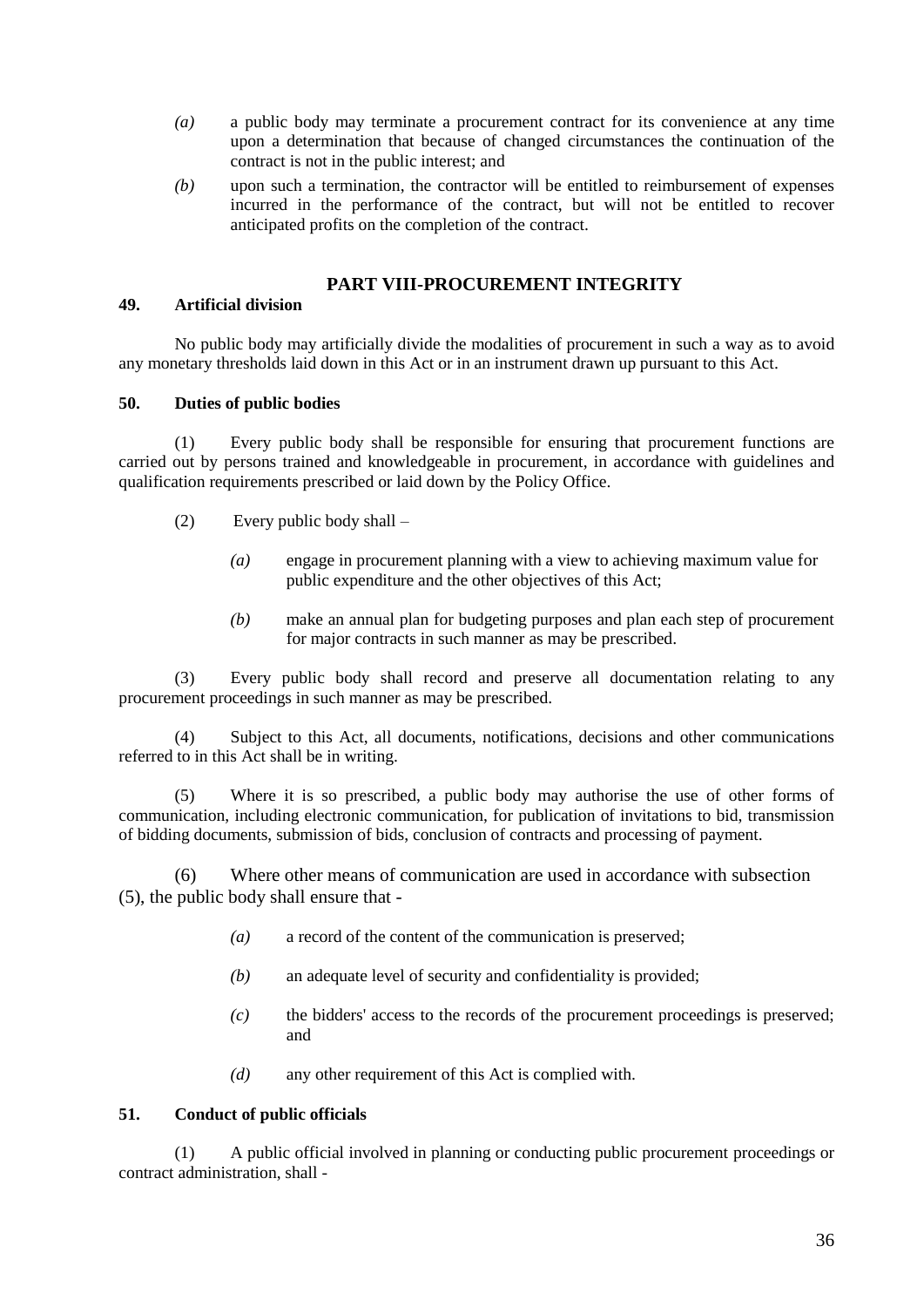*(a)* a public body may terminate a procurement contract for its convenience at any time upon a determination that because of changed circumstances the continuation of the contract is not in the public interest; and

*(b)* upon such a termination, the contractor will be entitled to reimbursement of expenses incurred in the performance of the contract, but will not be entitled to recover anticipated profits on the completion of the contract.

## PART VIII-PROCUREMENT INTEGRITY

**49. Artificial division**

No public body may artificially divide the modalities of procurement in such a way as to avoid any monetary thresholds laid down in this Act or in an instrument drawn up pursuant to this Act.

**50. Duties of public bodies**

(1) Every public body shall be responsible for ensuring that procurement functions are carried out by persons trained and knowledgeable in procurement, in accordance with guidelines and qualification requirements prescribed or laid down by the Policy Office.

(2) Every public body shall –

*(a)* engage in procurement planning with a view to achieving maximum value for public expenditure and the other objectives of this Act;

*(b)* make an annual plan for budgeting purposes and plan each step of procurement for major contracts in such manner as may be prescribed.

(3) Every public body shall record and preserve all documentation relating to any procurement proceedings in such manner as may be prescribed.

(4) Subject to this Act, all documents, notifications, decisions and other communications referred to in this Act shall be in writing.

(5) Where it is so prescribed, a public body may authorise the use of other forms of communication, including electronic communication, for publication of invitations to bid, transmission of bidding documents, submission of bids, conclusion of contracts and processing of payment.

(6) Where other means of communication are used in accordance with subsection (5), the public body shall ensure that -

*(a)* a record of the content of the communication is preserved;

*(b)* an adequate level of security and confidentiality is provided;

*(c)* the bidders' access to the records of the procurement proceedings is preserved; and

*(d)* any other requirement of this Act is complied with.

**51. Conduct of public officials**

(1) A public official involved in planning or conducting public procurement proceedings or contract administration, shall -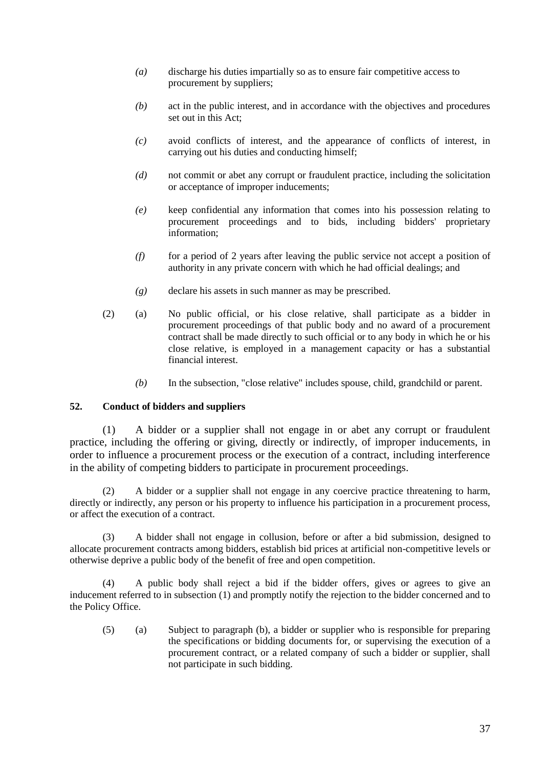*(a)* discharge his duties impartially so as to ensure fair competitive access to procurement by suppliers;

*(b)* act in the public interest, and in accordance with the objectives and procedures set out in this Act;

*(c)* avoid conflicts of interest, and the appearance of conflicts of interest, in carrying out his duties and conducting himself;

*(d)* not commit or abet any corrupt or fraudulent practice, including the solicitation or acceptance of improper inducements;

*(e)* keep confidential any information that comes into his possession relating to procurement proceedings and to bids, including bidders' proprietary information;

*(f)* for a period of 2 years after leaving the public service not accept a position of authority in any private concern with which he had official dealings; and

*(g)* declare his assets in such manner as may be prescribed.

(2) (a) No public official, or his close relative, shall participate as a bidder in procurement proceedings of that public body and no award of a procurement contract shall be made directly to such official or to any body in which he or his close relative, is employed in a management capacity or has a substantial financial interest.

*(b)* In the subsection, "close relative" includes spouse, child, grandchild or parent.

**52. Conduct of bidders and suppliers**

(1) A bidder or a supplier shall not engage in or abet any corrupt or fraudulent practice, including the offering or giving, directly or indirectly, of improper inducements, in order to influence a procurement process or the execution of a contract, including interference in the ability of competing bidders to participate in procurement proceedings.

(2) A bidder or a supplier shall not engage in any coercive practice threatening to harm, directly or indirectly, any person or his property to influence his participation in a procurement process, or affect the execution of a contract.

(3) A bidder shall not engage in collusion, before or after a bid submission, designed to allocate procurement contracts among bidders, establish bid prices at artificial non-competitive levels or otherwise deprive a public body of the benefit of free and open competition.

(4) A public body shall reject a bid if the bidder offers, gives or agrees to give an inducement referred to in subsection (1) and promptly notify the rejection to the bidder concerned and to the Policy Office.

(5) (a) Subject to paragraph (b), a bidder or supplier who is responsible for preparing the specifications or bidding documents for, or supervising the execution of a procurement contract, or a related company of such a bidder or supplier, shall not participate in such bidding.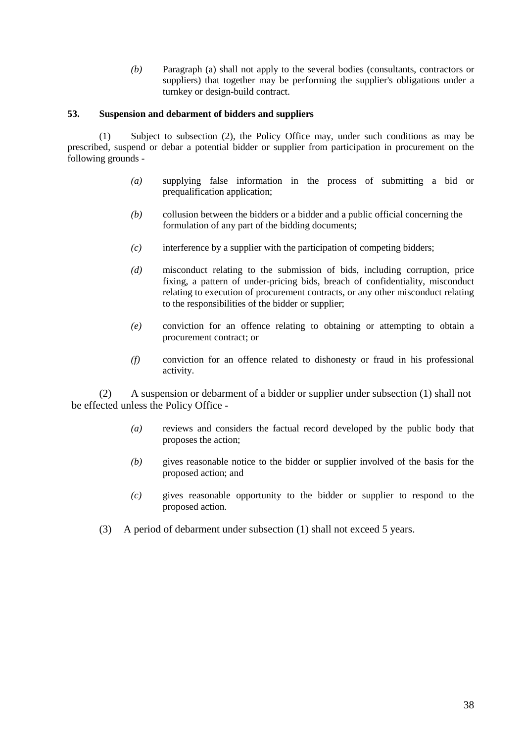*(b)* Paragraph (a) shall not apply to the several bodies (consultants, contractors or suppliers) that together may be performing the supplier's obligations under a turnkey or design-build contract.

**53. Suspension and debarment of bidders and suppliers**

(1) Subject to subsection (2), the Policy Office may, under such conditions as may be prescribed, suspend or debar a potential bidder or supplier from participation in procurement on the following grounds -

*(a)* supplying false information in the process of submitting a bid or prequalification application;

*(b)* collusion between the bidders or a bidder and a public official concerning the formulation of any part of the bidding documents;

*(c)* interference by a supplier with the participation of competing bidders;

*(d)* misconduct relating to the submission of bids, including corruption, price fixing, a pattern of under-pricing bids, breach of confidentiality, misconduct relating to execution of procurement contracts, or any other misconduct relating to the responsibilities of the bidder or supplier;

*(e)* conviction for an offence relating to obtaining or attempting to obtain a procurement contract; or

*(f)* conviction for an offence related to dishonesty or fraud in his professional activity.

(2) A suspension or debarment of a bidder or supplier under subsection (1) shall not be effected unless the Policy Office -

*(a)* reviews and considers the factual record developed by the public body that proposes the action;

*(b)* gives reasonable notice to the bidder or supplier involved of the basis for the proposed action; and

*(c)* gives reasonable opportunity to the bidder or supplier to respond to the proposed action.

(3) A period of debarment under subsection (1) shall not exceed 5 years.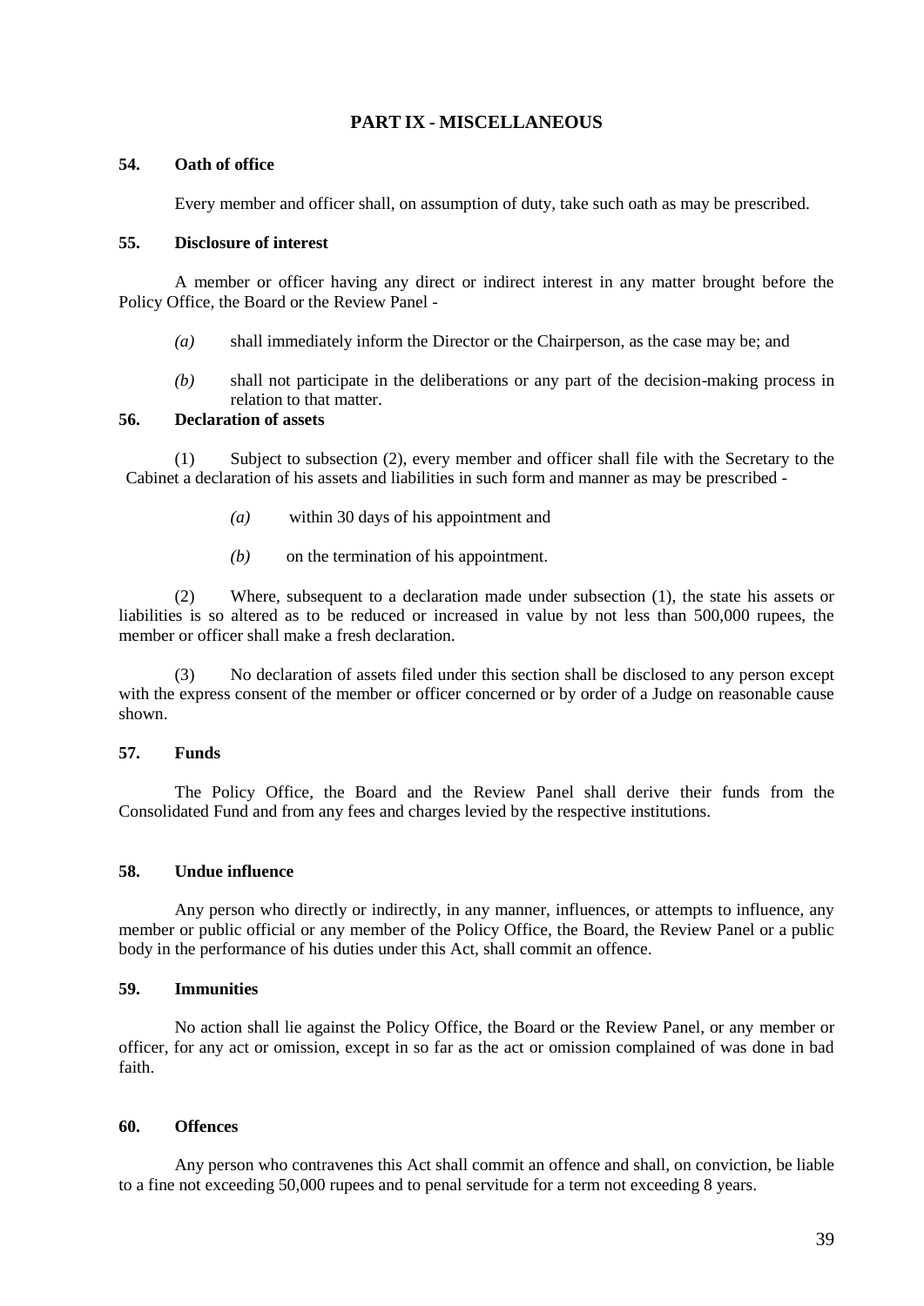## PART IX - MISCELLANEOUS

### 54. Oath of office

Every member and officer shall, on assumption of duty, take such oath as may be prescribed.

### 55. Disclosure of interest

A member or officer having any direct or indirect interest in any matter brought before the Policy Office, the Board or the Review Panel -

*(a)* shall immediately inform the Director or the Chairperson, as the case may be; and

*(b)* shall not participate in the deliberations or any part of the decision-making process in relation to that matter.

### 56. Declaration of assets

(1) Subject to subsection (2), every member and officer shall file with the Secretary to the Cabinet a declaration of his assets and liabilities in such form and manner as may be prescribed -

*(a)* within 30 days of his appointment and

*(b)* on the termination of his appointment.

(2) Where, subsequent to a declaration made under subsection (1), the state his assets or liabilities is so altered as to be reduced or increased in value by not less than 500,000 rupees, the member or officer shall make a fresh declaration.

(3) No declaration of assets filed under this section shall be disclosed to any person except with the express consent of the member or officer concerned or by order of a Judge on reasonable cause shown.

### 57. Funds

The Policy Office, the Board and the Review Panel shall derive their funds from the Consolidated Fund and from any fees and charges levied by the respective institutions.

### 58. Undue influence

Any person who directly or indirectly, in any manner, influences, or attempts to influence, any member or public official or any member of the Policy Office, the Board, the Review Panel or a public body in the performance of his duties under this Act, shall commit an offence.

### 59. Immunities

No action shall lie against the Policy Office, the Board or the Review Panel, or any member or officer, for any act or omission, except in so far as the act or omission complained of was done in bad faith.

### 60. Offences

Any person who contravenes this Act shall commit an offence and shall, on conviction, be liable to a fine not exceeding 50,000 rupees and to penal servitude for a term not exceeding 8 years.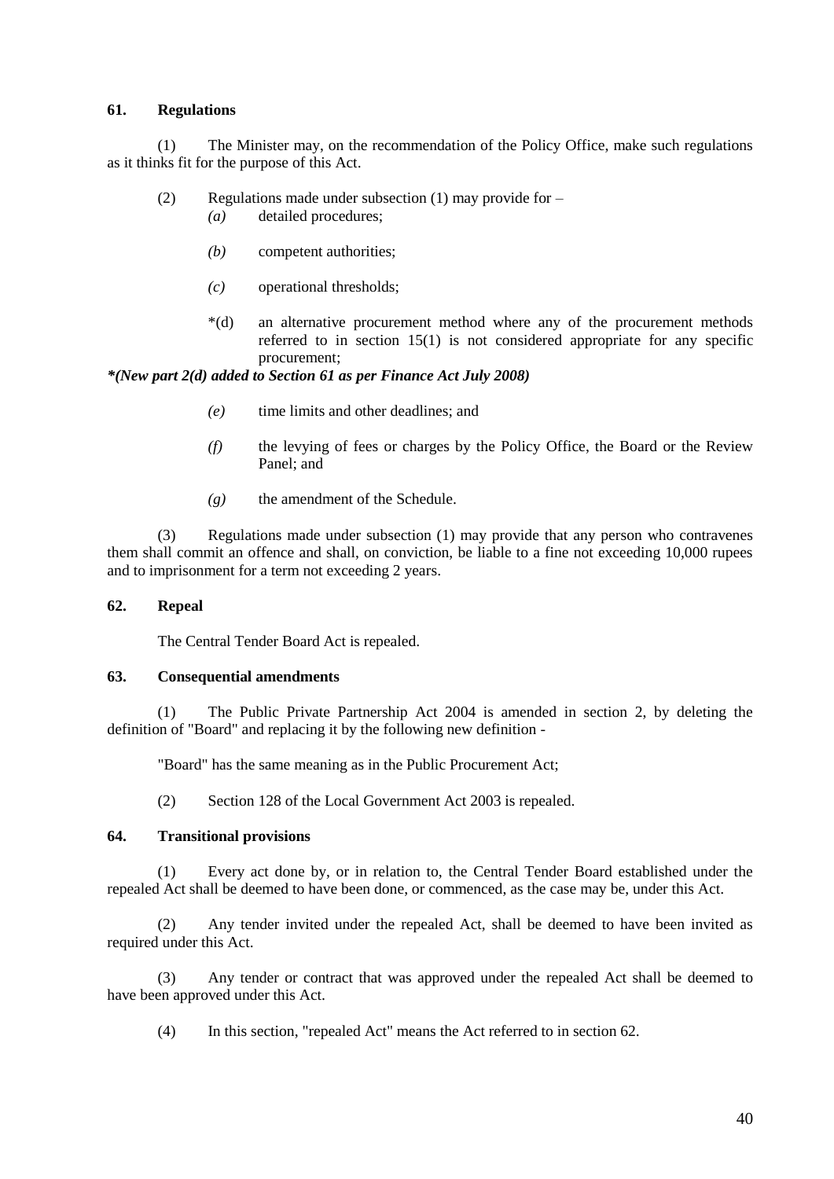### 61. Regulations

(1) The Minister may, on the recommendation of the Policy Office, make such regulations as it thinks fit for the purpose of this Act.

(2) Regulations made under subsection (1) may provide for –

*(a)* detailed procedures;

*(b)* competent authorities;

*(c)* operational thresholds;

*(d) an alternative procurement method where any of the procurement methods referred to in section 15(1) is not considered appropriate for any specific procurement;

***(New part 2(d) added to Section 61 as per Finance Act July 2008)***

*(e)* time limits and other deadlines; and

*(f)* the levying of fees or charges by the Policy Office, the Board or the Review Panel; and

*(g)* the amendment of the Schedule.

(3) Regulations made under subsection (1) may provide that any person who contravenes them shall commit an offence and shall, on conviction, be liable to a fine not exceeding 10,000 rupees and to imprisonment for a term not exceeding 2 years.

### 62. Repeal

The Central Tender Board Act is repealed.

### 63. Consequential amendments

(1) The Public Private Partnership Act 2004 is amended in section 2, by deleting the definition of "Board" and replacing it by the following new definition -

"Board" has the same meaning as in the Public Procurement Act;

(2) Section 128 of the Local Government Act 2003 is repealed.

### 64. Transitional provisions

(1) Every act done by, or in relation to, the Central Tender Board established under the repealed Act shall be deemed to have been done, or commenced, as the case may be, under this Act.

(2) Any tender invited under the repealed Act, shall be deemed to have been invited as required under this Act.

(3) Any tender or contract that was approved under the repealed Act shall be deemed to have been approved under this Act.

(4) In this section, "repealed Act" means the Act referred to in section 62.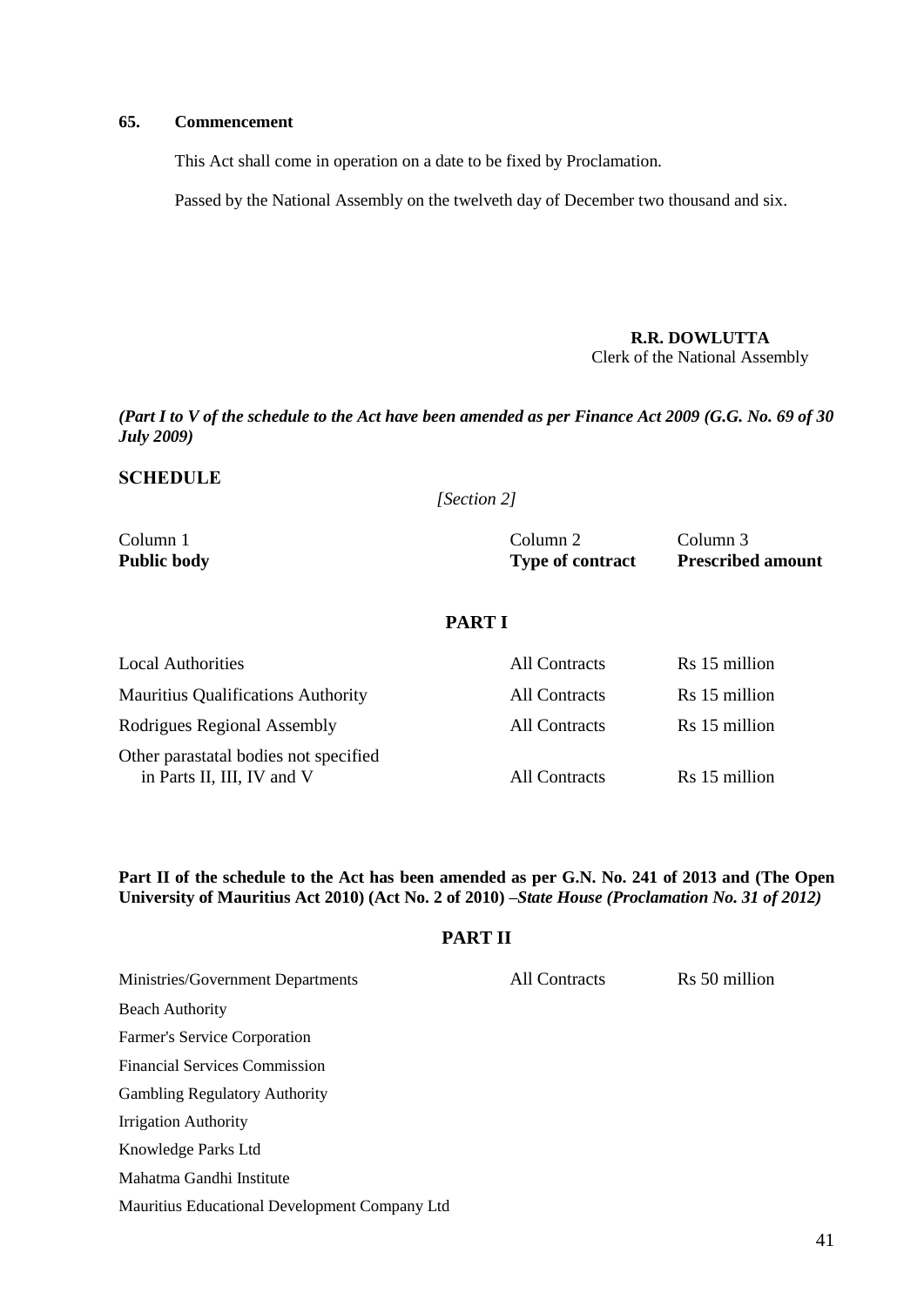**65. Commencement**

This Act shall come in operation on a date to be fixed by Proclamation.

Passed by the National Assembly on the twelveth day of December two thousand and six.

**R.R. DOWLUTTA**
Clerk of the National Assembly

***(Part I to V of the schedule to the Act have been amended as per Finance Act 2009 (G.G. No. 69 of 30 July 2009)***

## SCHEDULE

*[Section 2]*

| Column 1<br>**Public body** | Column 2<br>**Type of contract** | Column 3<br>**Prescribed amount** |
|---|---|---|
| | **PART I** | |
| Local Authorities | All Contracts | Rs 15 million |
| Mauritius Qualifications Authority | All Contracts | Rs 15 million |
| Rodrigues Regional Assembly | All Contracts | Rs 15 million |
| Other parastatal bodies not specified in Parts II, III, IV and V | All Contracts | Rs 15 million |

**Part II of the schedule to the Act has been amended as per G.N. No. 241 of 2013 and (The Open University of Mauritius Act 2010) (Act No. 2 of 2010) –*State House (Proclamation No. 31 of 2012)***

### PART II

| Public body | Type of contract | Prescribed amount |
|---|---|---|
| Ministries/Government Departments | All Contracts | Rs 50 million |
| Beach Authority | | |
| Farmer's Service Corporation | | |
| Financial Services Commission | | |
| Gambling Regulatory Authority | | |
| Irrigation Authority | | |
| Knowledge Parks Ltd | | |
| Mahatma Gandhi Institute | | |
| Mauritius Educational Development Company Ltd | | |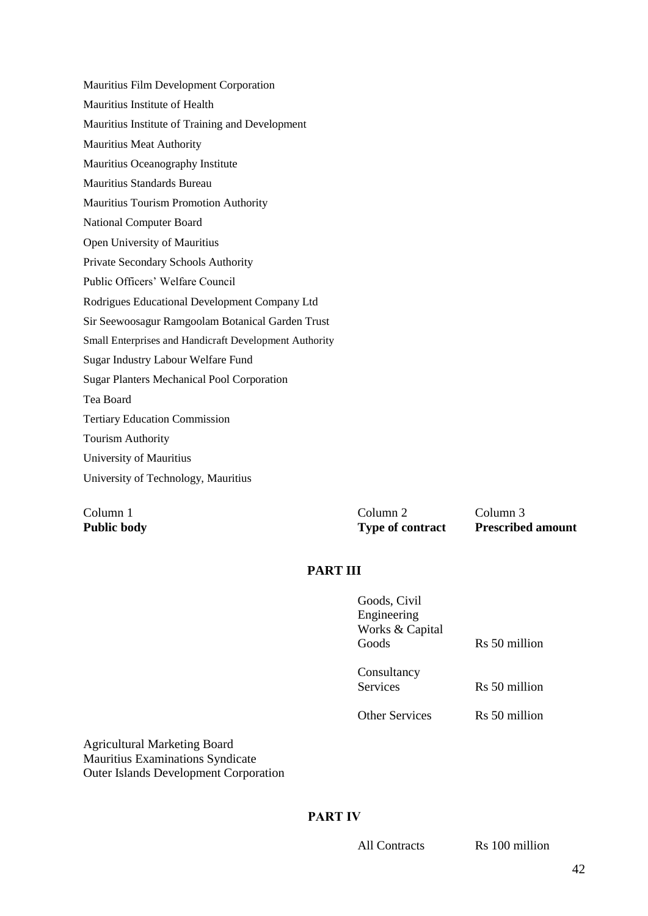Mauritius Film Development Corporation

Mauritius Institute of Health

Mauritius Institute of Training and Development

Mauritius Meat Authority

Mauritius Oceanography Institute

Mauritius Standards Bureau

Mauritius Tourism Promotion Authority

National Computer Board

Open University of Mauritius

Private Secondary Schools Authority

Public Officers' Welfare Council

Rodrigues Educational Development Company Ltd

Sir Seewoosagur Ramgoolam Botanical Garden Trust

Small Enterprises and Handicraft Development Authority

Sugar Industry Labour Welfare Fund

Sugar Planters Mechanical Pool Corporation

Tea Board

Tertiary Education Commission

Tourism Authority

University of Mauritius

University of Technology, Mauritius

| Column 1<br>**Public body** | Column 2<br>**Type of contract** | Column 3<br>**Prescribed amount** |
|---|---|---|

**PART III**

| | | |
|---|---|---|
| | Goods, Civil Engineering Works & Capital Goods | Rs 50 million |
| | Consultancy Services | Rs 50 million |
| | Other Services | Rs 50 million |

Agricultural Marketing Board
Mauritius Examinations Syndicate
Outer Islands Development Corporation

**PART IV**

| | | |
|---|---|---|
| | All Contracts | Rs 100 million |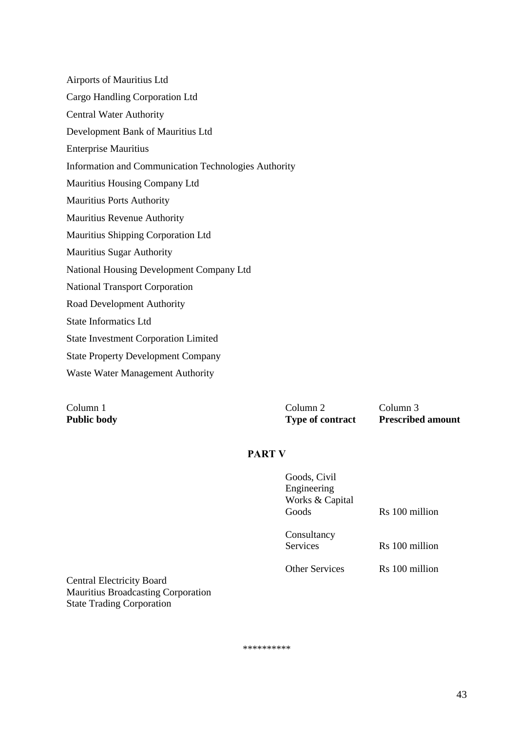Airports of Mauritius Ltd

Cargo Handling Corporation Ltd

Central Water Authority

Development Bank of Mauritius Ltd

Enterprise Mauritius

Information and Communication Technologies Authority

Mauritius Housing Company Ltd

Mauritius Ports Authority

Mauritius Revenue Authority

Mauritius Shipping Corporation Ltd

Mauritius Sugar Authority

National Housing Development Company Ltd

National Transport Corporation

Road Development Authority

State Informatics Ltd

State Investment Corporation Limited

State Property Development Company

Waste Water Management Authority

| Column 1<br>**Public body** | Column 2<br>**Type of contract** | Column 3<br>**Prescribed amount** |
|---|---|---|
| | **PART V** | |
| Central Electricity Board<br>Mauritius Broadcasting Corporation<br>State Trading Corporation | Goods, Civil Engineering Works & Capital Goods | Rs 100 million |
| | Consultancy Services | Rs 100 million |
| | Other Services | Rs 100 million |

**********